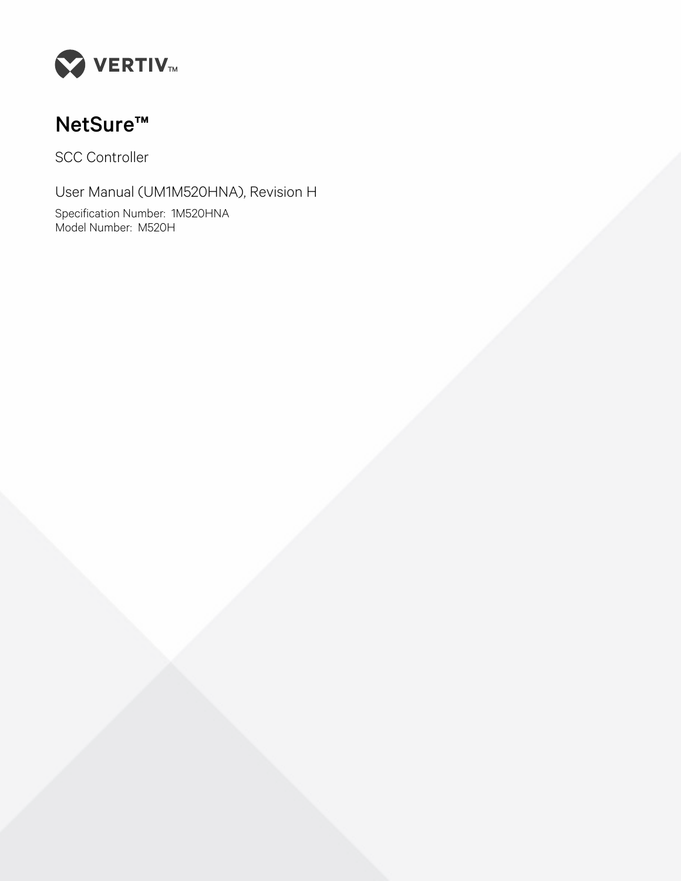VERTIV™

# NetSure™

SCC Controller

User Manual (UM1M520HNA), Revision H

Specification Number: 1M520HNA
Model Number: M520H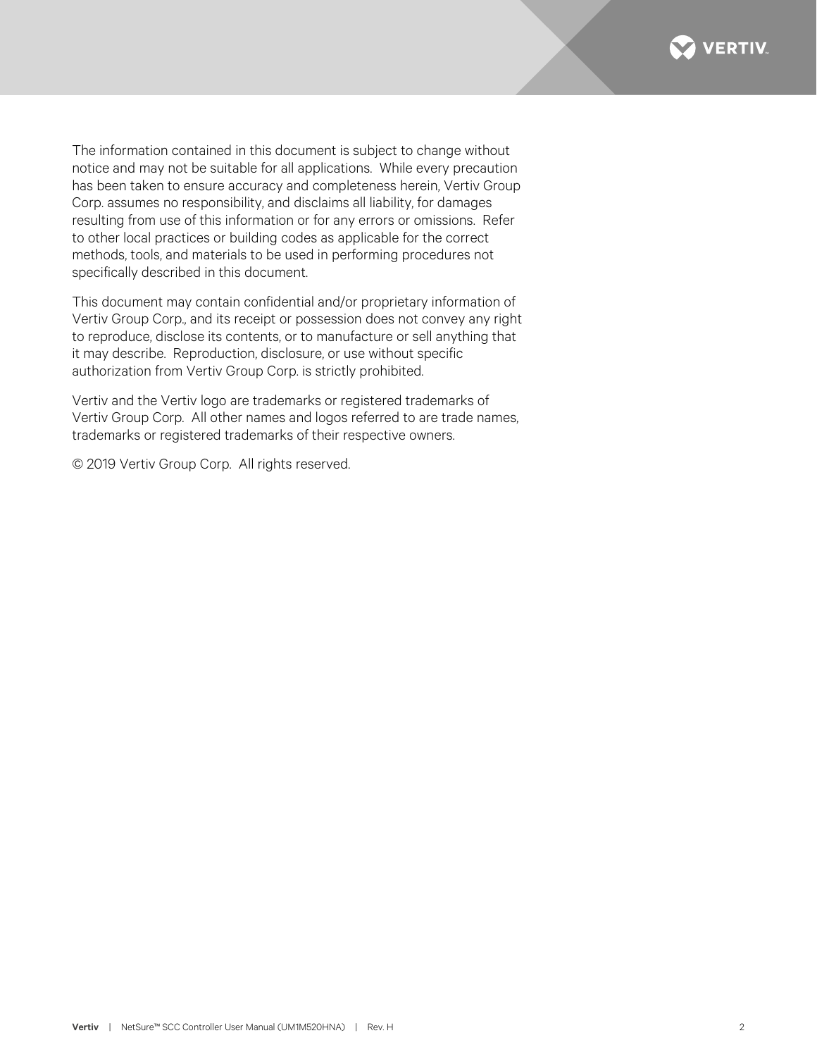The information contained in this document is subject to change without notice and may not be suitable for all applications. While every precaution has been taken to ensure accuracy and completeness herein, Vertiv Group Corp. assumes no responsibility, and disclaims all liability, for damages resulting from use of this information or for any errors or omissions. Refer to other local practices or building codes as applicable for the correct methods, tools, and materials to be used in performing procedures not specifically described in this document.

This document may contain confidential and/or proprietary information of Vertiv Group Corp., and its receipt or possession does not convey any right to reproduce, disclose its contents, or to manufacture or sell anything that it may describe. Reproduction, disclosure, or use without specific authorization from Vertiv Group Corp. is strictly prohibited.

Vertiv and the Vertiv logo are trademarks or registered trademarks of Vertiv Group Corp. All other names and logos referred to are trade names, trademarks or registered trademarks of their respective owners.

© 2019 Vertiv Group Corp. All rights reserved.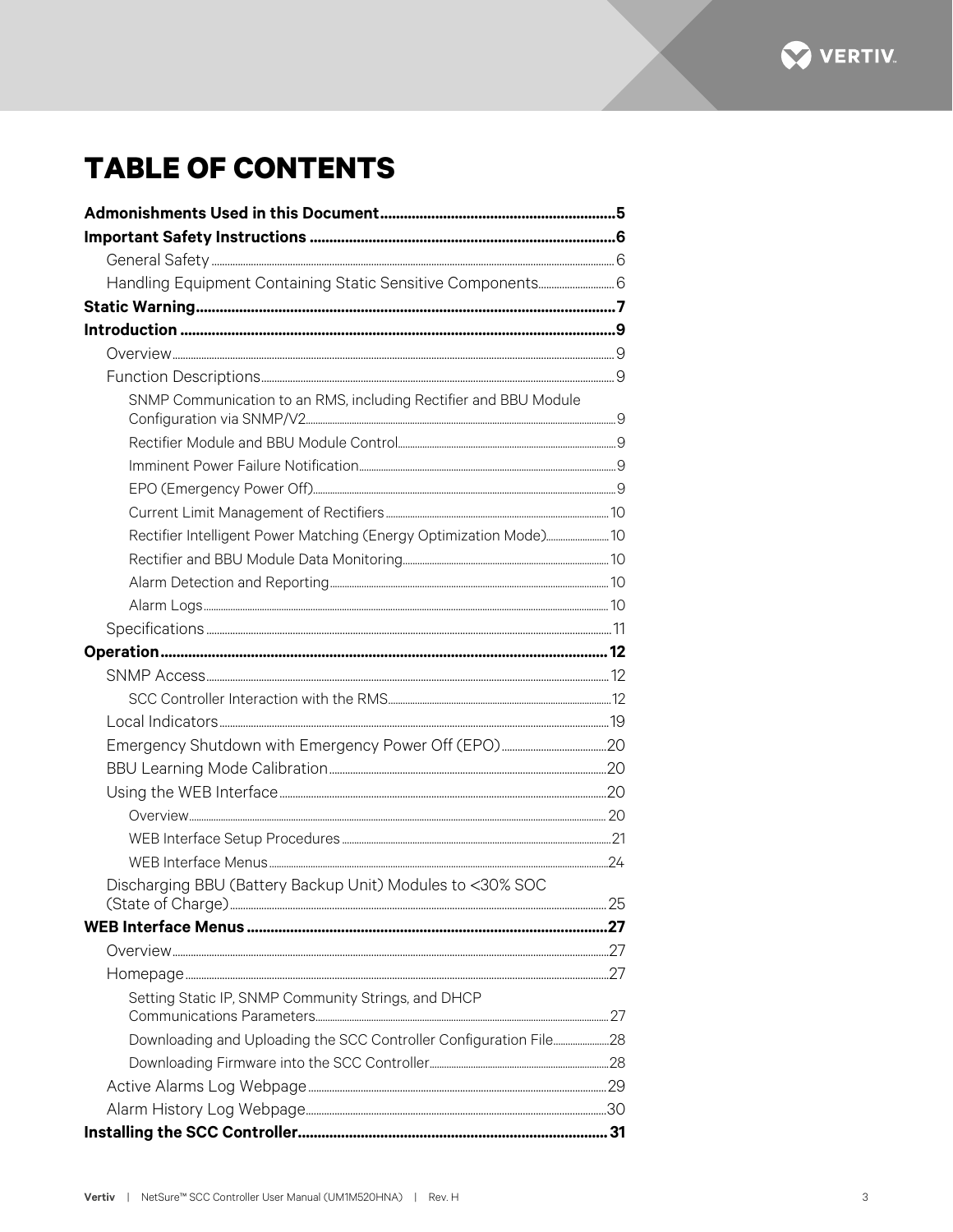# TABLE OF CONTENTS

**Admonishments Used in this Document** ..... **5**

**Important Safety Instructions** ..... **6**

- General Safety ..... 6
- Handling Equipment Containing Static Sensitive Components ..... 6

**Static Warning** ..... **7**

**Introduction** ..... **9**

- Overview ..... 9
- Function Descriptions ..... 9
  - SNMP Communication to an RMS, including Rectifier and BBU Module Configuration via SNMP/V2 ..... 9
  - Rectifier Module and BBU Module Control ..... 9
  - Imminent Power Failure Notification ..... 9
  - EPO (Emergency Power Off) ..... 9
  - Current Limit Management of Rectifiers ..... 10
  - Rectifier Intelligent Power Matching (Energy Optimization Mode) ..... 10
  - Rectifier and BBU Module Data Monitoring ..... 10
  - Alarm Detection and Reporting ..... 10
  - Alarm Logs ..... 10
- Specifications ..... 11

**Operation** ..... **12**

- SNMP Access ..... 12
  - SCC Controller Interaction with the RMS ..... 12
- Local Indicators ..... 19
- Emergency Shutdown with Emergency Power Off (EPO) ..... 20
- BBU Learning Mode Calibration ..... 20
- Using the WEB Interface ..... 20
  - Overview ..... 20
  - WEB Interface Setup Procedures ..... 21
  - WEB Interface Menus ..... 24
- Discharging BBU (Battery Backup Unit) Modules to <30% SOC (State of Charge) ..... 25

**WEB Interface Menus** ..... **27**

- Overview ..... 27
- Homepage ..... 27
  - Setting Static IP, SNMP Community Strings, and DHCP Communications Parameters ..... 27
  - Downloading and Uploading the SCC Controller Configuration File ..... 28
  - Downloading Firmware into the SCC Controller ..... 28
- Active Alarms Log Webpage ..... 29
- Alarm History Log Webpage ..... 30

**Installing the SCC Controller** ..... **31**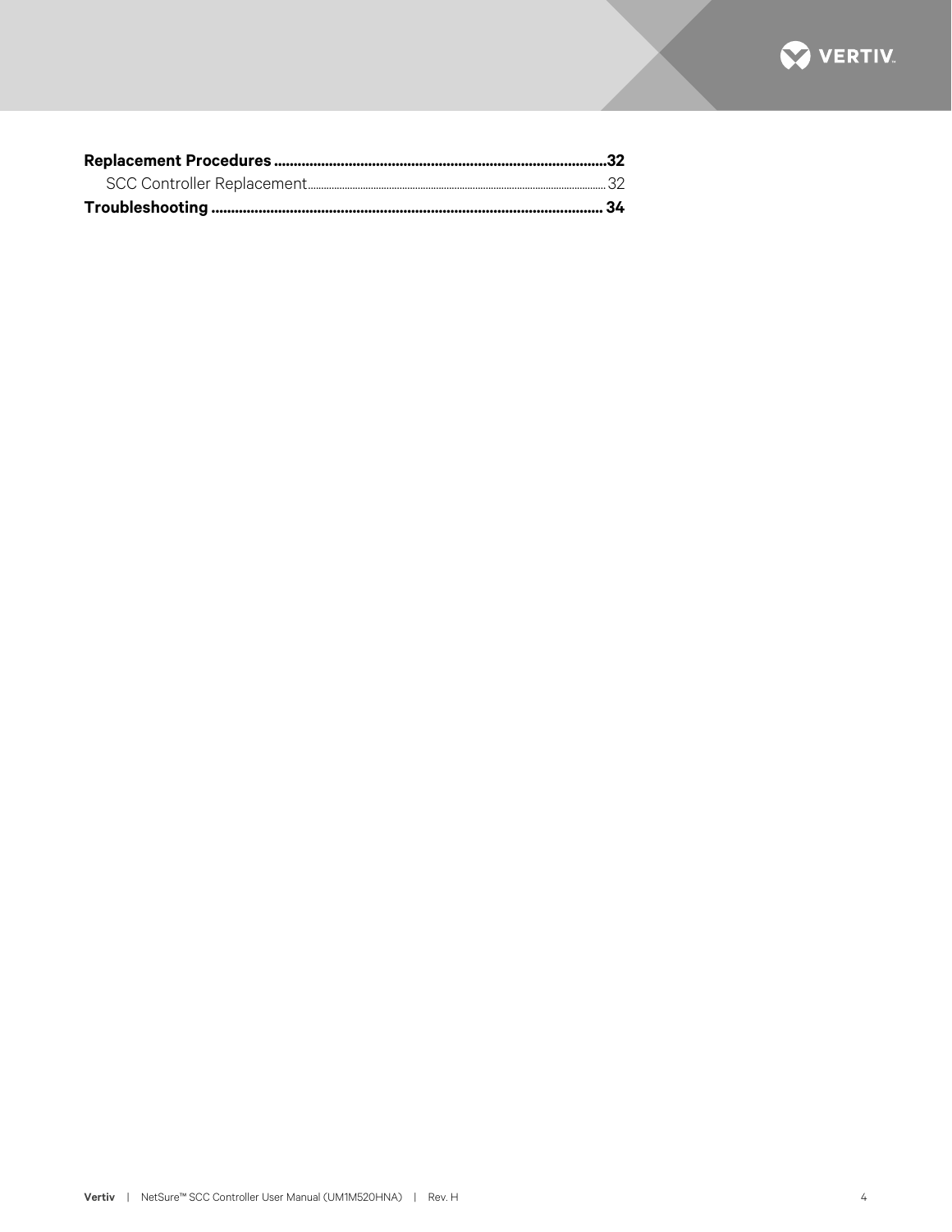**Replacement Procedures** .................................................................................... **32**

SCC Controller Replacement .................................................................................... 32

**Troubleshooting** .................................................................................... **34**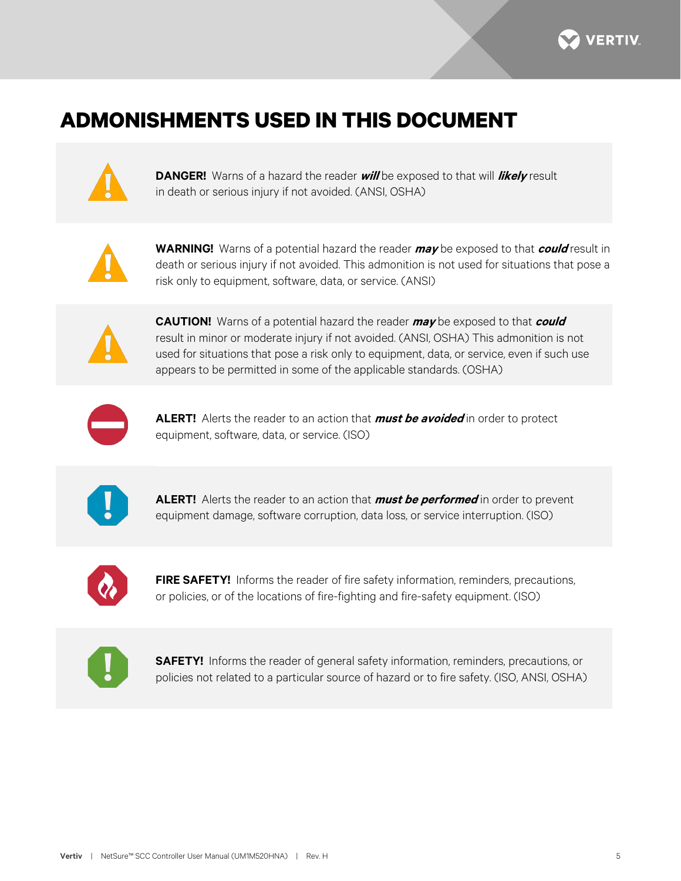# ADMONISHMENTS USED IN THIS DOCUMENT

**DANGER!** Warns of a hazard the reader ***will*** be exposed to that will ***likely*** result in death or serious injury if not avoided. (ANSI, OSHA)

**WARNING!** Warns of a potential hazard the reader ***may*** be exposed to that ***could*** result in death or serious injury if not avoided. This admonition is not used for situations that pose a risk only to equipment, software, data, or service. (ANSI)

**CAUTION!** Warns of a potential hazard the reader ***may*** be exposed to that ***could*** result in minor or moderate injury if not avoided. (ANSI, OSHA) This admonition is not used for situations that pose a risk only to equipment, data, or service, even if such use appears to be permitted in some of the applicable standards. (OSHA)

**ALERT!** Alerts the reader to an action that ***must be avoided*** in order to protect equipment, software, data, or service. (ISO)

**ALERT!** Alerts the reader to an action that ***must be performed*** in order to prevent equipment damage, software corruption, data loss, or service interruption. (ISO)

**FIRE SAFETY!** Informs the reader of fire safety information, reminders, precautions, or policies, or of the locations of fire-fighting and fire-safety equipment. (ISO)

**SAFETY!** Informs the reader of general safety information, reminders, precautions, or policies not related to a particular source of hazard or to fire safety. (ISO, ANSI, OSHA)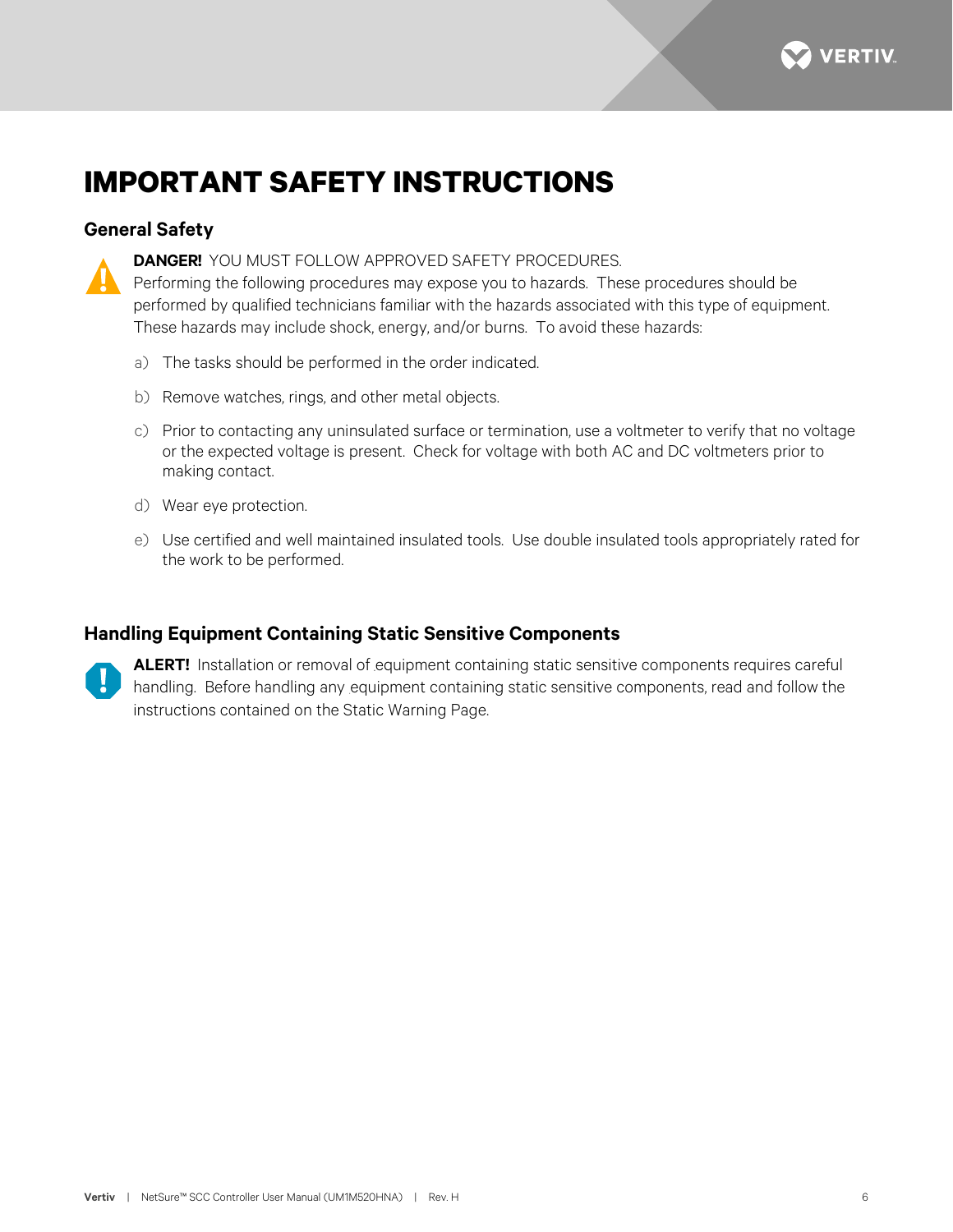# IMPORTANT SAFETY INSTRUCTIONS

## General Safety

**DANGER!** YOU MUST FOLLOW APPROVED SAFETY PROCEDURES.
Performing the following procedures may expose you to hazards. These procedures should be performed by qualified technicians familiar with the hazards associated with this type of equipment. These hazards may include shock, energy, and/or burns. To avoid these hazards:

a) The tasks should be performed in the order indicated.

b) Remove watches, rings, and other metal objects.

c) Prior to contacting any uninsulated surface or termination, use a voltmeter to verify that no voltage or the expected voltage is present. Check for voltage with both AC and DC voltmeters prior to making contact.

d) Wear eye protection.

e) Use certified and well maintained insulated tools. Use double insulated tools appropriately rated for the work to be performed.

## Handling Equipment Containing Static Sensitive Components

**ALERT!** Installation or removal of equipment containing static sensitive components requires careful handling. Before handling any equipment containing static sensitive components, read and follow the instructions contained on the Static Warning Page.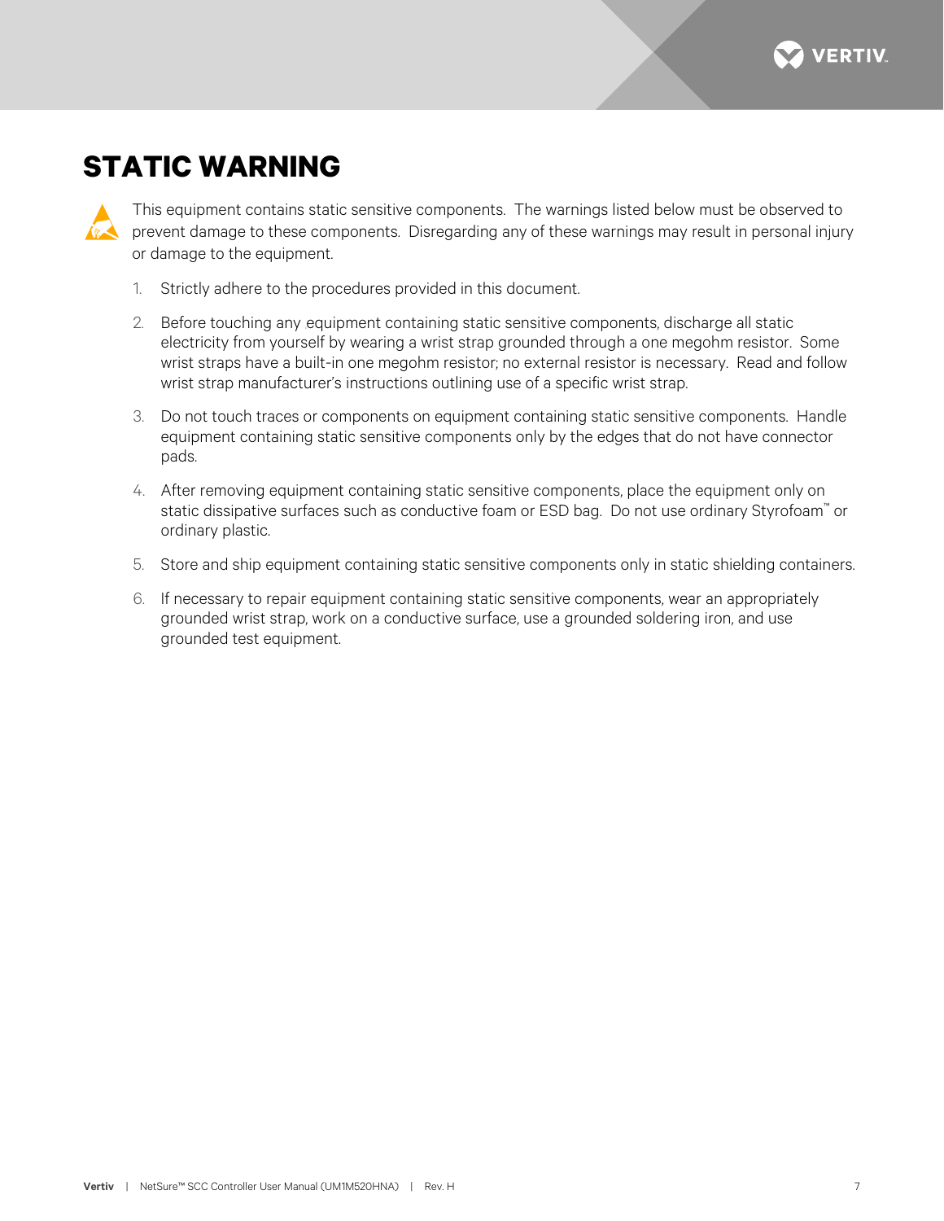# STATIC WARNING

This equipment contains static sensitive components. The warnings listed below must be observed to prevent damage to these components. Disregarding any of these warnings may result in personal injury or damage to the equipment.

1. Strictly adhere to the procedures provided in this document.
2. Before touching any equipment containing static sensitive components, discharge all static electricity from yourself by wearing a wrist strap grounded through a one megohm resistor. Some wrist straps have a built-in one megohm resistor; no external resistor is necessary. Read and follow wrist strap manufacturer's instructions outlining use of a specific wrist strap.
3. Do not touch traces or components on equipment containing static sensitive components. Handle equipment containing static sensitive components only by the edges that do not have connector pads.
4. After removing equipment containing static sensitive components, place the equipment only on static dissipative surfaces such as conductive foam or ESD bag. Do not use ordinary Styrofoam™ or ordinary plastic.
5. Store and ship equipment containing static sensitive components only in static shielding containers.
6. If necessary to repair equipment containing static sensitive components, wear an appropriately grounded wrist strap, work on a conductive surface, use a grounded soldering iron, and use grounded test equipment.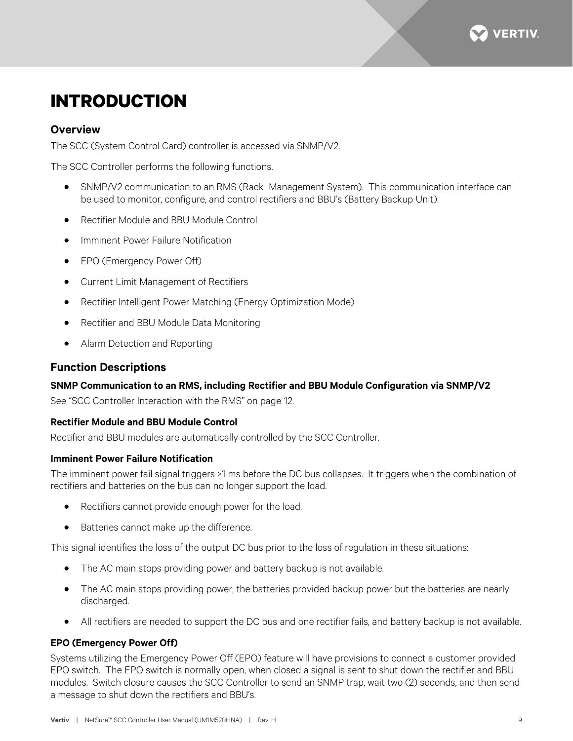# INTRODUCTION

## Overview

The SCC (System Control Card) controller is accessed via SNMP/V2.

The SCC Controller performs the following functions.

- SNMP/V2 communication to an RMS (Rack Management System). This communication interface can be used to monitor, configure, and control rectifiers and BBU's (Battery Backup Unit).
- Rectifier Module and BBU Module Control
- Imminent Power Failure Notification
- EPO (Emergency Power Off)
- Current Limit Management of Rectifiers
- Rectifier Intelligent Power Matching (Energy Optimization Mode)
- Rectifier and BBU Module Data Monitoring
- Alarm Detection and Reporting

## Function Descriptions

### SNMP Communication to an RMS, including Rectifier and BBU Module Configuration via SNMP/V2

See "SCC Controller Interaction with the RMS" on page 12.

### Rectifier Module and BBU Module Control

Rectifier and BBU modules are automatically controlled by the SCC Controller.

### Imminent Power Failure Notification

The imminent power fail signal triggers >1 ms before the DC bus collapses. It triggers when the combination of rectifiers and batteries on the bus can no longer support the load.

- Rectifiers cannot provide enough power for the load.
- Batteries cannot make up the difference.

This signal identifies the loss of the output DC bus prior to the loss of regulation in these situations:

- The AC main stops providing power and battery backup is not available.
- The AC main stops providing power; the batteries provided backup power but the batteries are nearly discharged.
- All rectifiers are needed to support the DC bus and one rectifier fails, and battery backup is not available.

### EPO (Emergency Power Off)

Systems utilizing the Emergency Power Off (EPO) feature will have provisions to connect a customer provided EPO switch. The EPO switch is normally open, when closed a signal is sent to shut down the rectifier and BBU modules. Switch closure causes the SCC Controller to send an SNMP trap, wait two (2) seconds, and then send a message to shut down the rectifiers and BBU's.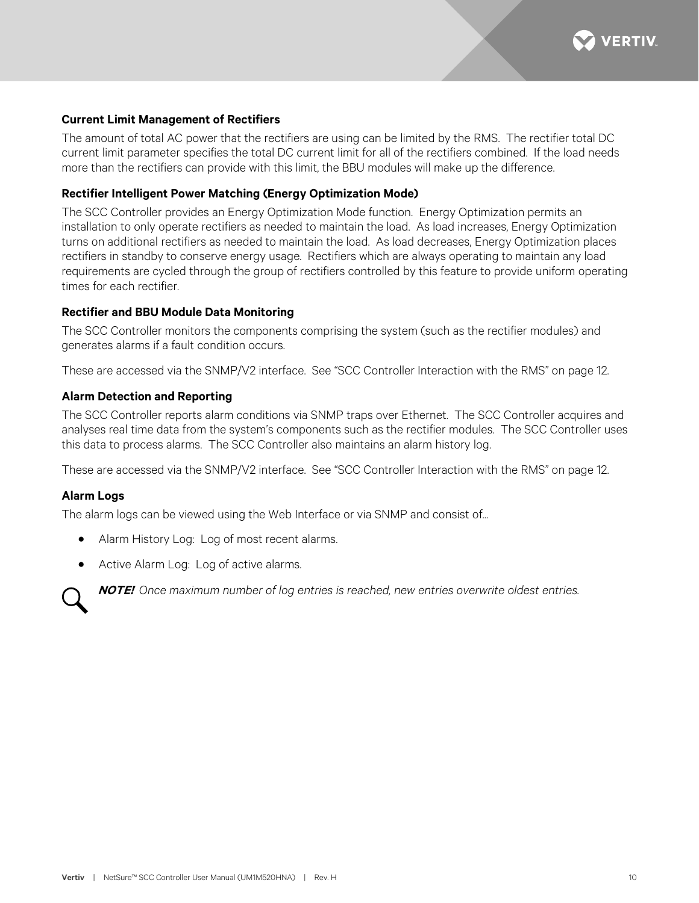### Current Limit Management of Rectifiers

The amount of total AC power that the rectifiers are using can be limited by the RMS. The rectifier total DC current limit parameter specifies the total DC current limit for all of the rectifiers combined. If the load needs more than the rectifiers can provide with this limit, the BBU modules will make up the difference.

### Rectifier Intelligent Power Matching (Energy Optimization Mode)

The SCC Controller provides an Energy Optimization Mode function. Energy Optimization permits an installation to only operate rectifiers as needed to maintain the load. As load increases, Energy Optimization turns on additional rectifiers as needed to maintain the load. As load decreases, Energy Optimization places rectifiers in standby to conserve energy usage. Rectifiers which are always operating to maintain any load requirements are cycled through the group of rectifiers controlled by this feature to provide uniform operating times for each rectifier.

### Rectifier and BBU Module Data Monitoring

The SCC Controller monitors the components comprising the system (such as the rectifier modules) and generates alarms if a fault condition occurs.

These are accessed via the SNMP/V2 interface. See "SCC Controller Interaction with the RMS" on page 12.

### Alarm Detection and Reporting

The SCC Controller reports alarm conditions via SNMP traps over Ethernet. The SCC Controller acquires and analyses real time data from the system's components such as the rectifier modules. The SCC Controller uses this data to process alarms. The SCC Controller also maintains an alarm history log.

These are accessed via the SNMP/V2 interface. See "SCC Controller Interaction with the RMS" on page 12.

### Alarm Logs

The alarm logs can be viewed using the Web Interface or via SNMP and consist of...

- Alarm History Log: Log of most recent alarms.
- Active Alarm Log: Log of active alarms.

***NOTE!*** *Once maximum number of log entries is reached, new entries overwrite oldest entries.*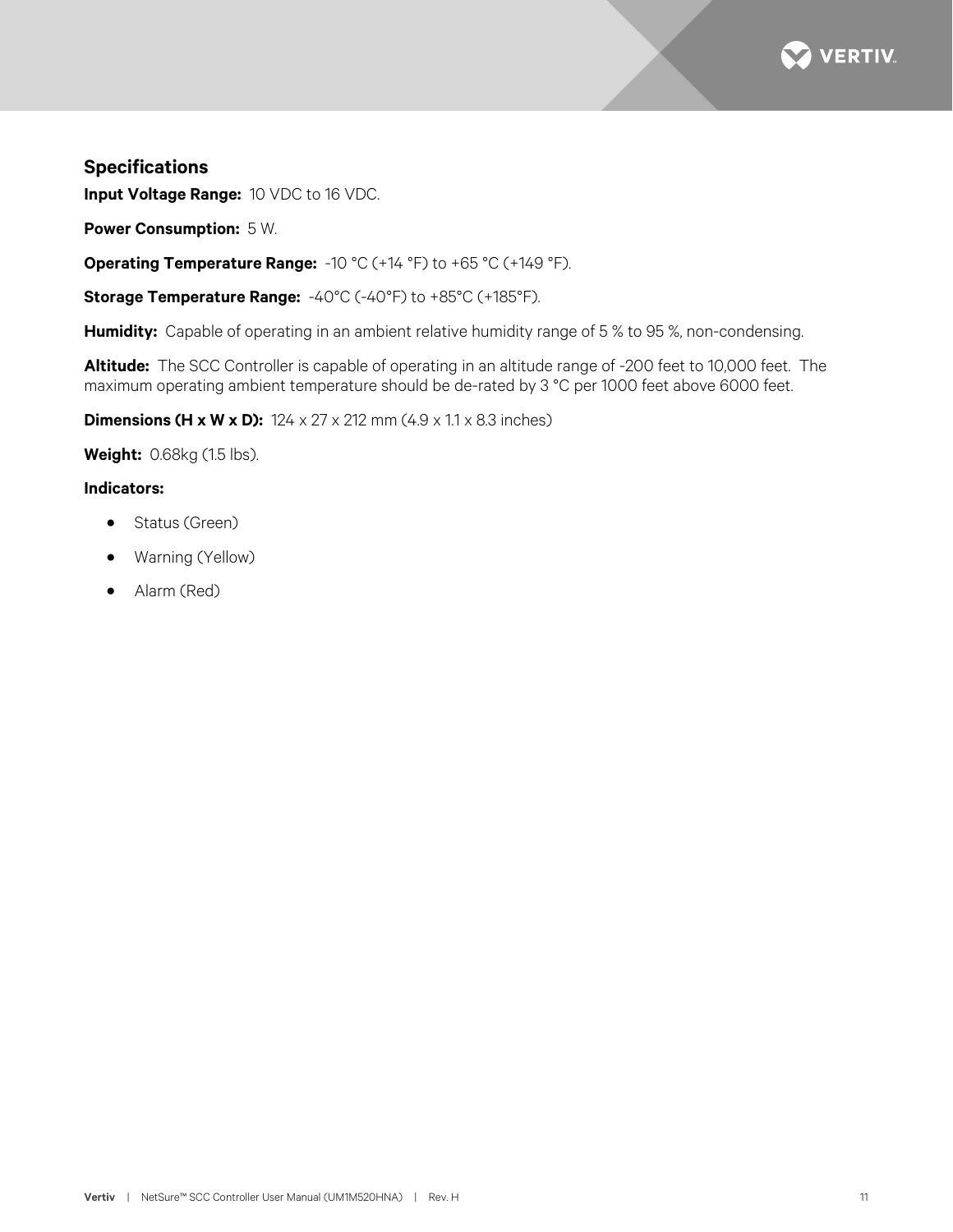## Specifications

**Input Voltage Range:** 10 VDC to 16 VDC.

**Power Consumption:** 5 W.

**Operating Temperature Range:** -10 °C (+14 °F) to +65 °C (+149 °F).

**Storage Temperature Range:** -40°C (-40°F) to +85°C (+185°F).

**Humidity:** Capable of operating in an ambient relative humidity range of 5 % to 95 %, non-condensing.

**Altitude:** The SCC Controller is capable of operating in an altitude range of -200 feet to 10,000 feet. The maximum operating ambient temperature should be de-rated by 3 °C per 1000 feet above 6000 feet.

**Dimensions (H x W x D):** 124 x 27 x 212 mm (4.9 x 1.1 x 8.3 inches)

**Weight:** 0.68kg (1.5 lbs).

**Indicators:**

- Status (Green)
- Warning (Yellow)
- Alarm (Red)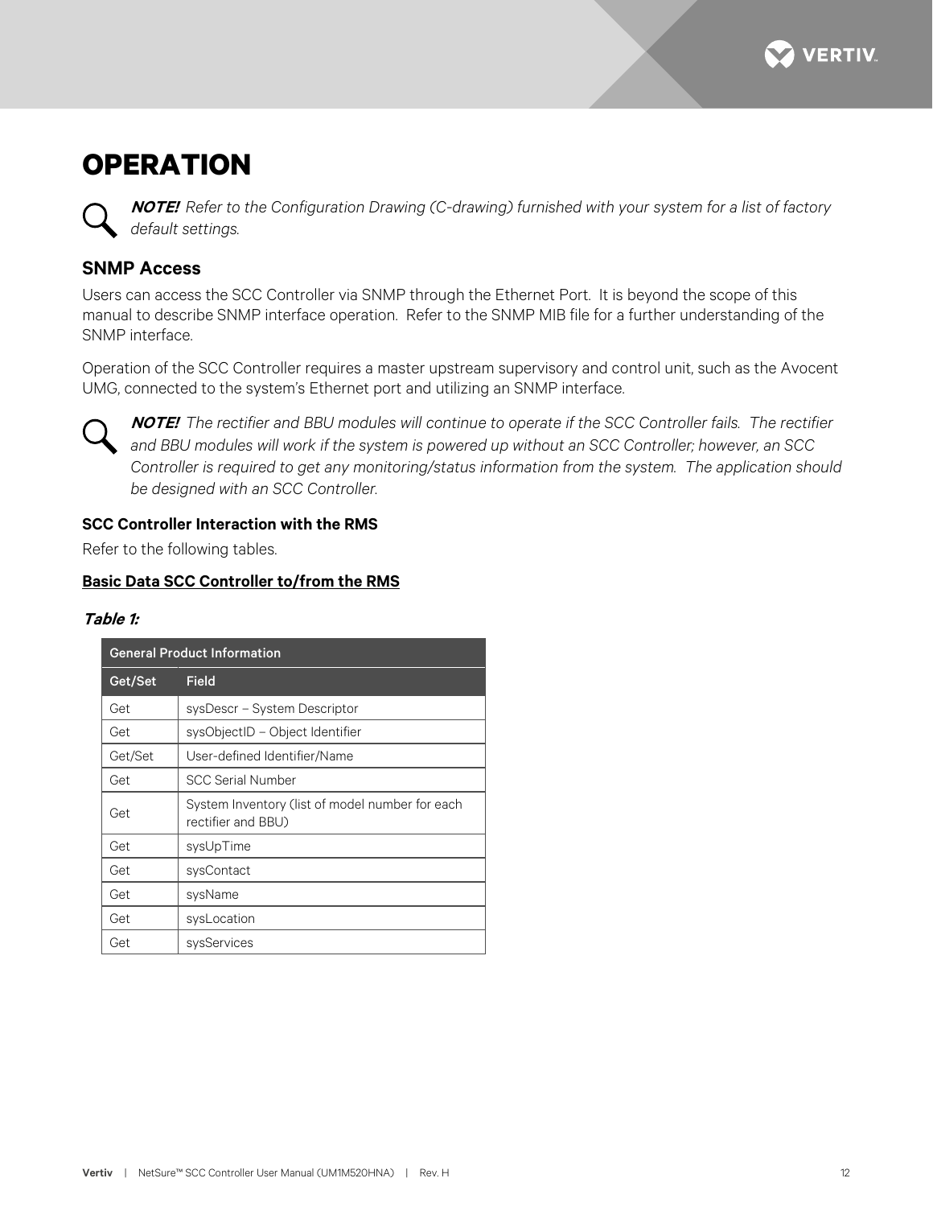# OPERATION

***NOTE!*** *Refer to the Configuration Drawing (C-drawing) furnished with your system for a list of factory default settings.*

## SNMP Access

Users can access the SCC Controller via SNMP through the Ethernet Port. It is beyond the scope of this manual to describe SNMP interface operation. Refer to the SNMP MIB file for a further understanding of the SNMP interface.

Operation of the SCC Controller requires a master upstream supervisory and control unit, such as the Avocent UMG, connected to the system's Ethernet port and utilizing an SNMP interface.

***NOTE!*** *The rectifier and BBU modules will continue to operate if the SCC Controller fails. The rectifier and BBU modules will work if the system is powered up without an SCC Controller; however, an SCC Controller is required to get any monitoring/status information from the system. The application should be designed with an SCC Controller.*

### SCC Controller Interaction with the RMS

Refer to the following tables.

**Basic Data SCC Controller to/from the RMS**

***Table 1:***

| General Product Information | |
|---|---|
| **Get/Set** | **Field** |
| Get | sysDescr – System Descriptor |
| Get | sysObjectID – Object Identifier |
| Get/Set | User-defined Identifier/Name |
| Get | SCC Serial Number |
| Get | System Inventory (list of model number for each rectifier and BBU) |
| Get | sysUpTime |
| Get | sysContact |
| Get | sysName |
| Get | sysLocation |
| Get | sysServices |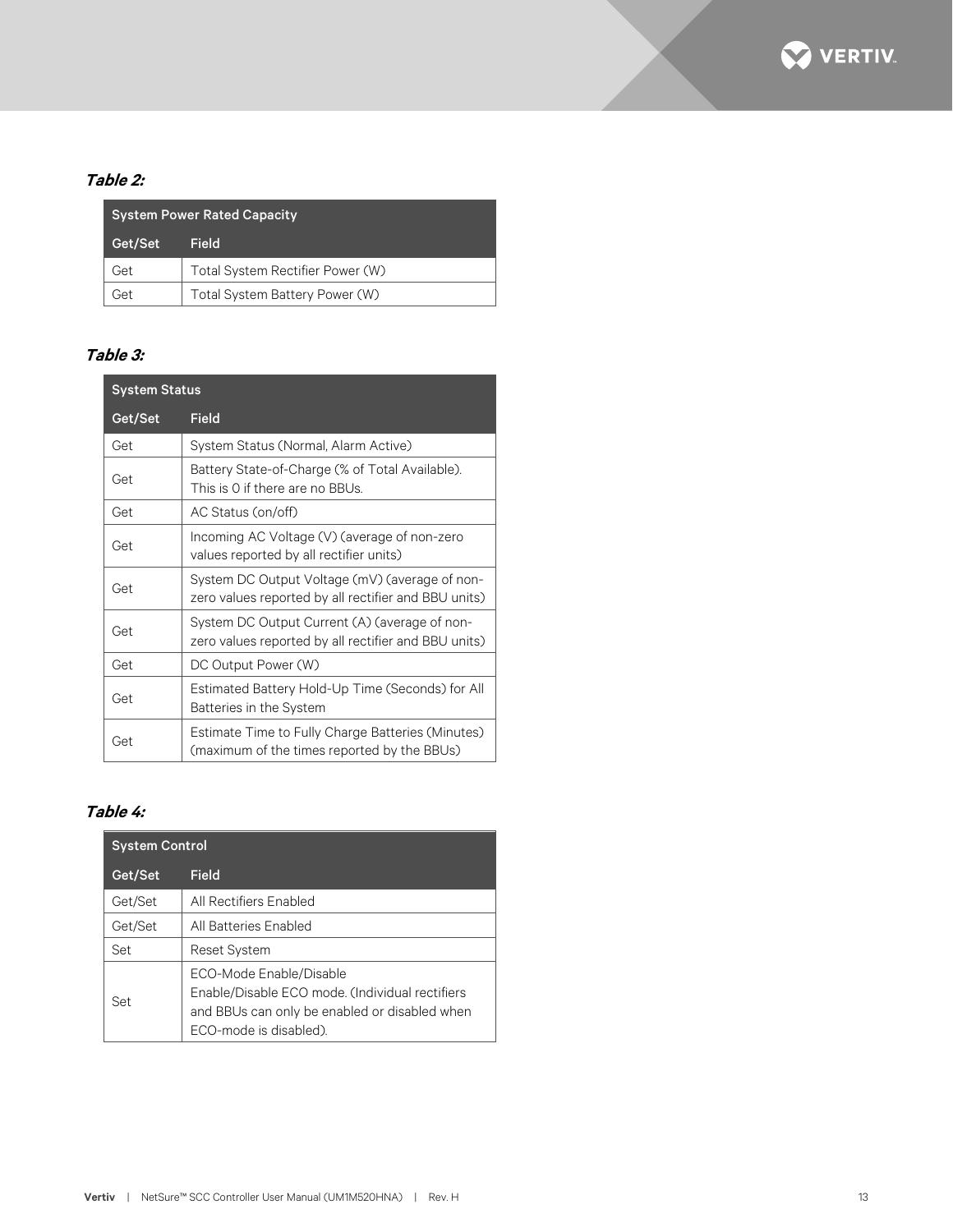*Table 2:*

| System Power Rated Capacity | |
|---|---|
| **Get/Set** | **Field** |
| Get | Total System Rectifier Power (W) |
| Get | Total System Battery Power (W) |

*Table 3:*

| System Status | |
|---|---|
| **Get/Set** | **Field** |
| Get | System Status (Normal, Alarm Active) |
| Get | Battery State-of-Charge (% of Total Available). This is 0 if there are no BBUs. |
| Get | AC Status (on/off) |
| Get | Incoming AC Voltage (V) (average of non-zero values reported by all rectifier units) |
| Get | System DC Output Voltage (mV) (average of non-zero values reported by all rectifier and BBU units) |
| Get | System DC Output Current (A) (average of non-zero values reported by all rectifier and BBU units) |
| Get | DC Output Power (W) |
| Get | Estimated Battery Hold-Up Time (Seconds) for All Batteries in the System |
| Get | Estimate Time to Fully Charge Batteries (Minutes) (maximum of the times reported by the BBUs) |

*Table 4:*

| System Control | |
|---|---|
| **Get/Set** | **Field** |
| Get/Set | All Rectifiers Enabled |
| Get/Set | All Batteries Enabled |
| Set | Reset System |
| Set | ECO-Mode Enable/Disable<br>Enable/Disable ECO mode. (Individual rectifiers and BBUs can only be enabled or disabled when ECO-mode is disabled). |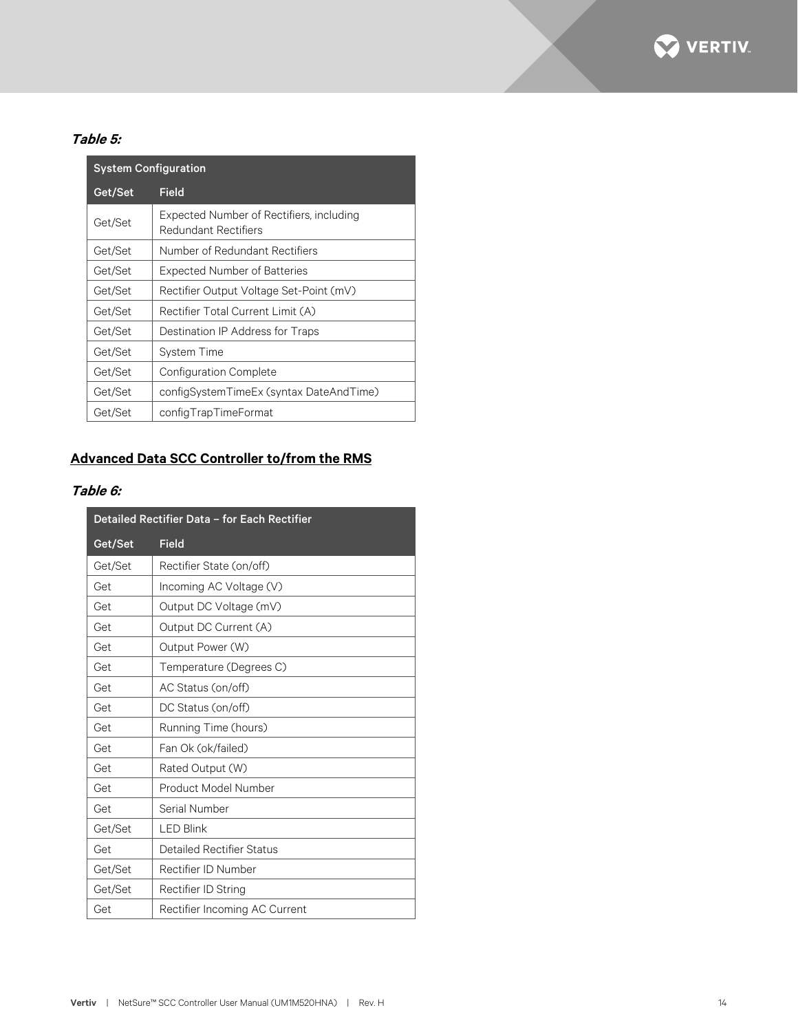***Table 5:***

| System Configuration | |
|---|---|
| **Get/Set** | **Field** |
| Get/Set | Expected Number of Rectifiers, including Redundant Rectifiers |
| Get/Set | Number of Redundant Rectifiers |
| Get/Set | Expected Number of Batteries |
| Get/Set | Rectifier Output Voltage Set-Point (mV) |
| Get/Set | Rectifier Total Current Limit (A) |
| Get/Set | Destination IP Address for Traps |
| Get/Set | System Time |
| Get/Set | Configuration Complete |
| Get/Set | configSystemTimeEx (syntax DateAndTime) |
| Get/Set | configTrapTimeFormat |

## Advanced Data SCC Controller to/from the RMS

***Table 6:***

| Detailed Rectifier Data – for Each Rectifier | |
|---|---|
| **Get/Set** | **Field** |
| Get/Set | Rectifier State (on/off) |
| Get | Incoming AC Voltage (V) |
| Get | Output DC Voltage (mV) |
| Get | Output DC Current (A) |
| Get | Output Power (W) |
| Get | Temperature (Degrees C) |
| Get | AC Status (on/off) |
| Get | DC Status (on/off) |
| Get | Running Time (hours) |
| Get | Fan Ok (ok/failed) |
| Get | Rated Output (W) |
| Get | Product Model Number |
| Get | Serial Number |
| Get/Set | LED Blink |
| Get | Detailed Rectifier Status |
| Get/Set | Rectifier ID Number |
| Get/Set | Rectifier ID String |
| Get | Rectifier Incoming AC Current |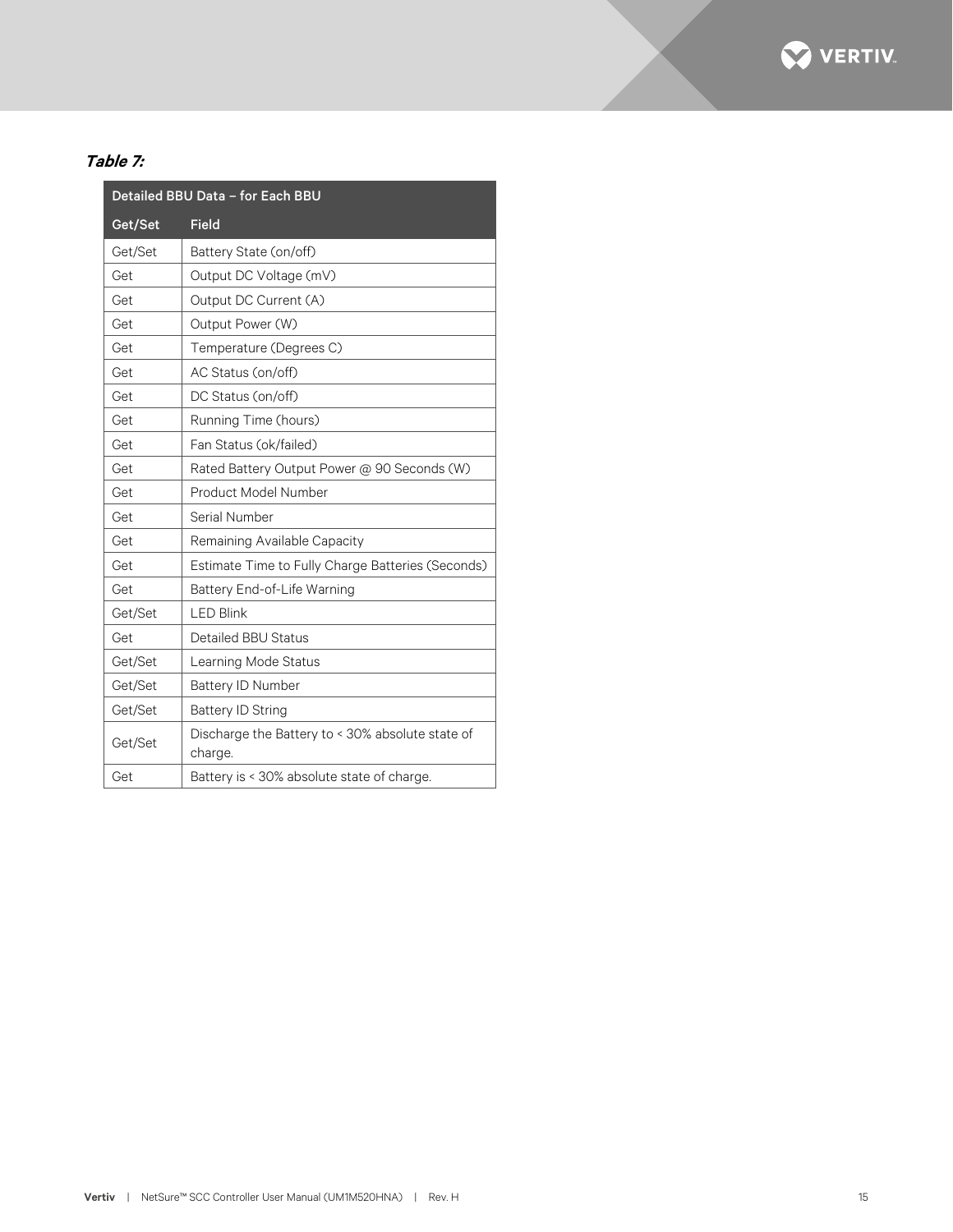*Table 7:*

| Detailed BBU Data – for Each BBU | |
|---|---|
| **Get/Set** | **Field** |
| Get/Set | Battery State (on/off) |
| Get | Output DC Voltage (mV) |
| Get | Output DC Current (A) |
| Get | Output Power (W) |
| Get | Temperature (Degrees C) |
| Get | AC Status (on/off) |
| Get | DC Status (on/off) |
| Get | Running Time (hours) |
| Get | Fan Status (ok/failed) |
| Get | Rated Battery Output Power @ 90 Seconds (W) |
| Get | Product Model Number |
| Get | Serial Number |
| Get | Remaining Available Capacity |
| Get | Estimate Time to Fully Charge Batteries (Seconds) |
| Get | Battery End-of-Life Warning |
| Get/Set | LED Blink |
| Get | Detailed BBU Status |
| Get/Set | Learning Mode Status |
| Get/Set | Battery ID Number |
| Get/Set | Battery ID String |
| Get/Set | Discharge the Battery to < 30% absolute state of charge. |
| Get | Battery is < 30% absolute state of charge. |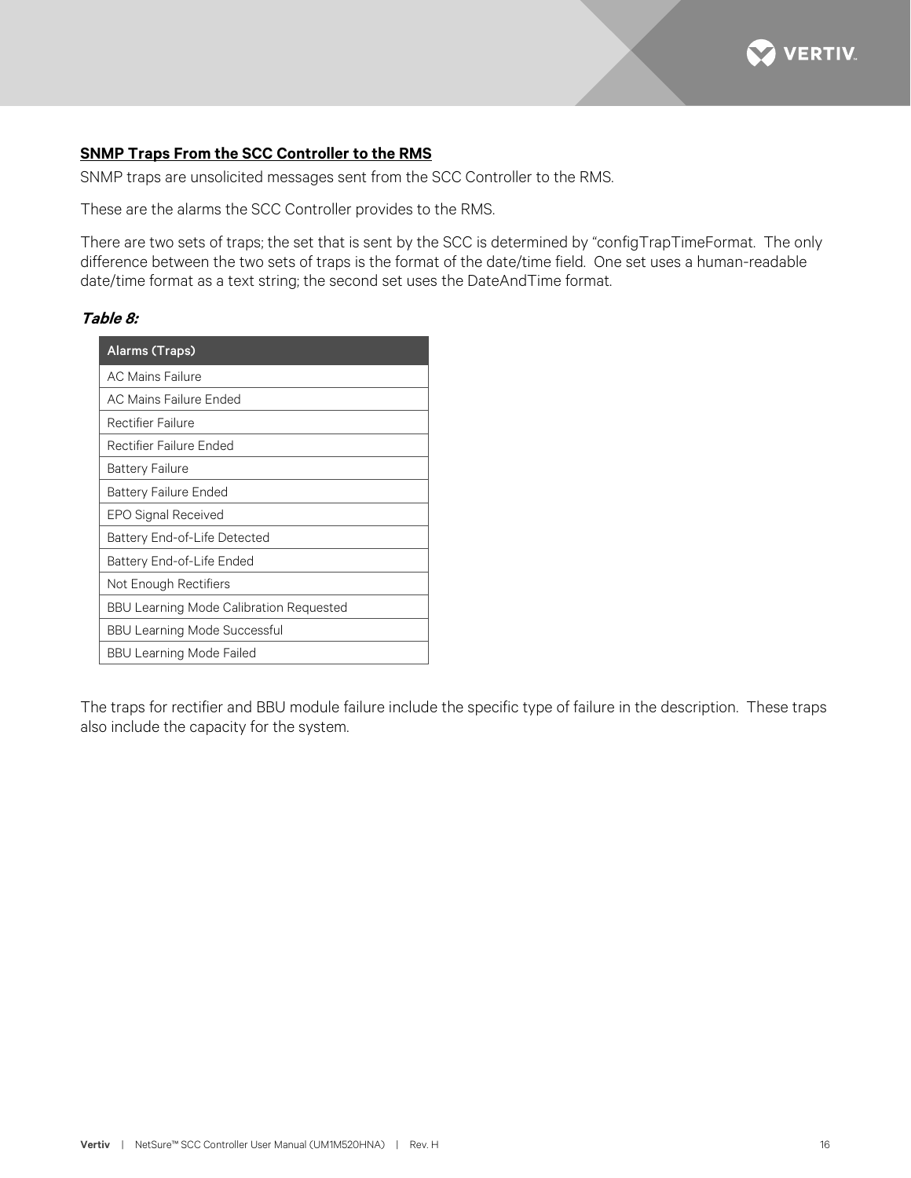## SNMP Traps From the SCC Controller to the RMS

SNMP traps are unsolicited messages sent from the SCC Controller to the RMS.

These are the alarms the SCC Controller provides to the RMS.

There are two sets of traps; the set that is sent by the SCC is determined by "configTrapTimeFormat. The only difference between the two sets of traps is the format of the date/time field. One set uses a human-readable date/time format as a text string; the second set uses the DateAndTime format.

***Table 8:***

| Alarms (Traps) |
| --- |
| AC Mains Failure |
| AC Mains Failure Ended |
| Rectifier Failure |
| Rectifier Failure Ended |
| Battery Failure |
| Battery Failure Ended |
| EPO Signal Received |
| Battery End-of-Life Detected |
| Battery End-of-Life Ended |
| Not Enough Rectifiers |
| BBU Learning Mode Calibration Requested |
| BBU Learning Mode Successful |
| BBU Learning Mode Failed |

The traps for rectifier and BBU module failure include the specific type of failure in the description. These traps also include the capacity for the system.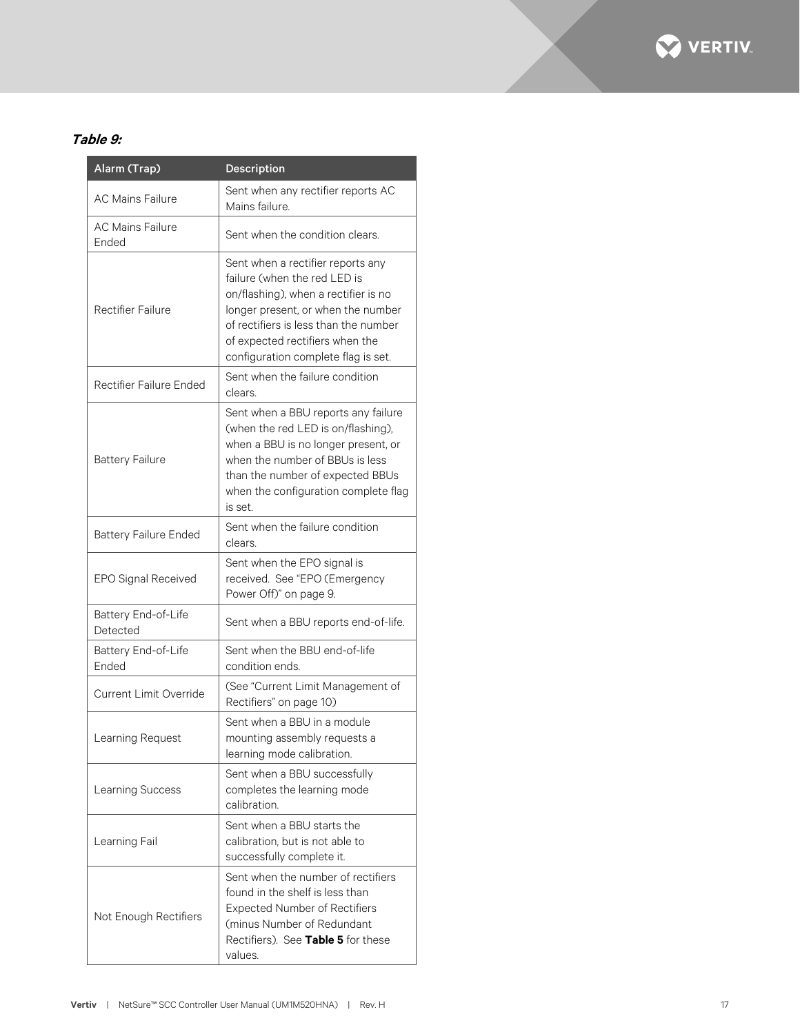***Table 9:***

| Alarm (Trap) | Description |
| --- | --- |
| AC Mains Failure | Sent when any rectifier reports AC Mains failure. |
| AC Mains Failure Ended | Sent when the condition clears. |
| Rectifier Failure | Sent when a rectifier reports any failure (when the red LED is on/flashing), when a rectifier is no longer present, or when the number of rectifiers is less than the number of expected rectifiers when the configuration complete flag is set. |
| Rectifier Failure Ended | Sent when the failure condition clears. |
| Battery Failure | Sent when a BBU reports any failure (when the red LED is on/flashing), when a BBU is no longer present, or when the number of BBUs is less than the number of expected BBUs when the configuration complete flag is set. |
| Battery Failure Ended | Sent when the failure condition clears. |
| EPO Signal Received | Sent when the EPO signal is received. See "EPO (Emergency Power Off)" on page 9. |
| Battery End-of-Life Detected | Sent when a BBU reports end-of-life. |
| Battery End-of-Life Ended | Sent when the BBU end-of-life condition ends. |
| Current Limit Override | (See "Current Limit Management of Rectifiers" on page 10) |
| Learning Request | Sent when a BBU in a module mounting assembly requests a learning mode calibration. |
| Learning Success | Sent when a BBU successfully completes the learning mode calibration. |
| Learning Fail | Sent when a BBU starts the calibration, but is not able to successfully complete it. |
| Not Enough Rectifiers | Sent when the number of rectifiers found in the shelf is less than Expected Number of Rectifiers (minus Number of Redundant Rectifiers). See **Table 5** for these values. |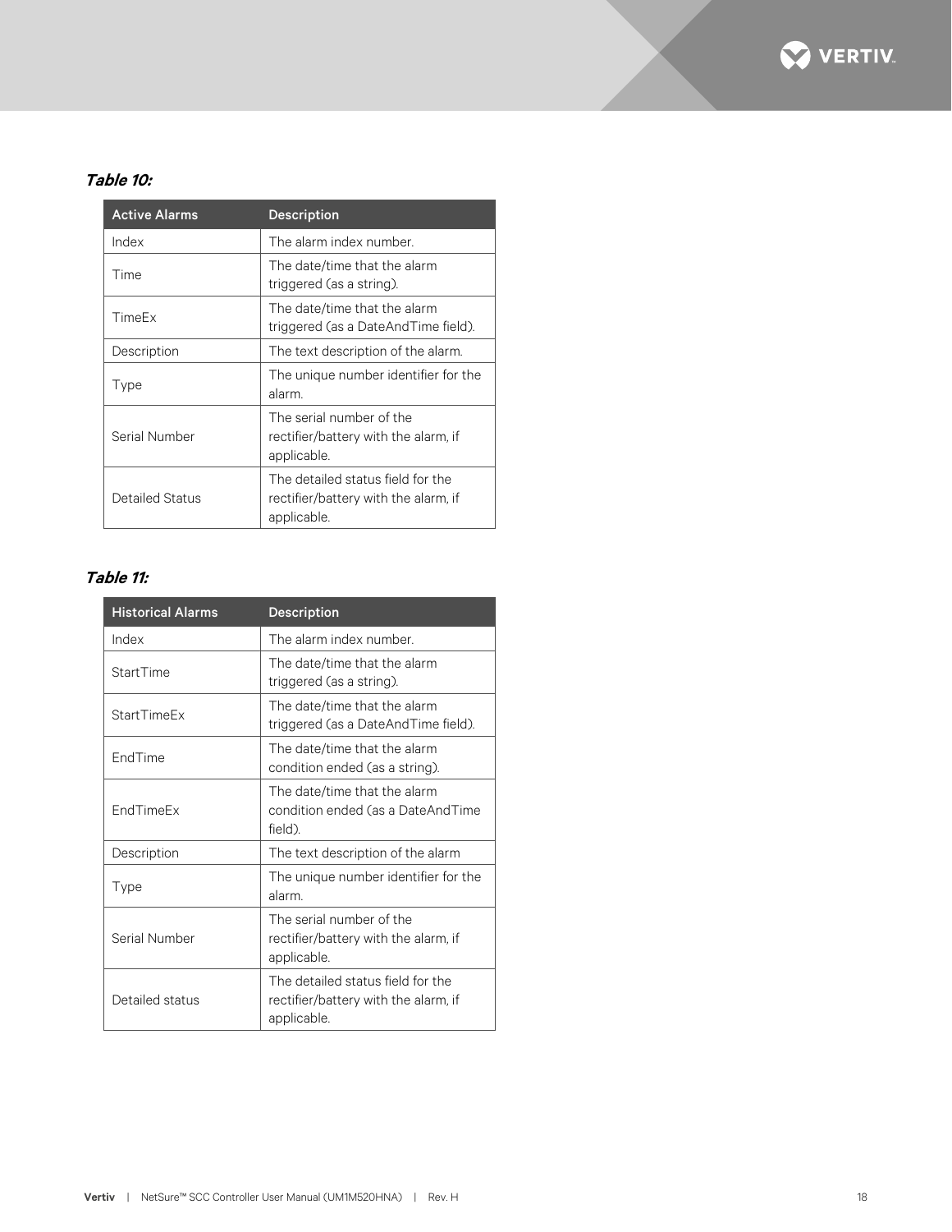***Table 10:***

| Active Alarms | Description |
|---|---|
| Index | The alarm index number. |
| Time | The date/time that the alarm triggered (as a string). |
| TimeEx | The date/time that the alarm triggered (as a DateAndTime field). |
| Description | The text description of the alarm. |
| Type | The unique number identifier for the alarm. |
| Serial Number | The serial number of the rectifier/battery with the alarm, if applicable. |
| Detailed Status | The detailed status field for the rectifier/battery with the alarm, if applicable. |

***Table 11:***

| Historical Alarms | Description |
|---|---|
| Index | The alarm index number. |
| StartTime | The date/time that the alarm triggered (as a string). |
| StartTimeEx | The date/time that the alarm triggered (as a DateAndTime field). |
| EndTime | The date/time that the alarm condition ended (as a string). |
| EndTimeEx | The date/time that the alarm condition ended (as a DateAndTime field). |
| Description | The text description of the alarm |
| Type | The unique number identifier for the alarm. |
| Serial Number | The serial number of the rectifier/battery with the alarm, if applicable. |
| Detailed status | The detailed status field for the rectifier/battery with the alarm, if applicable. |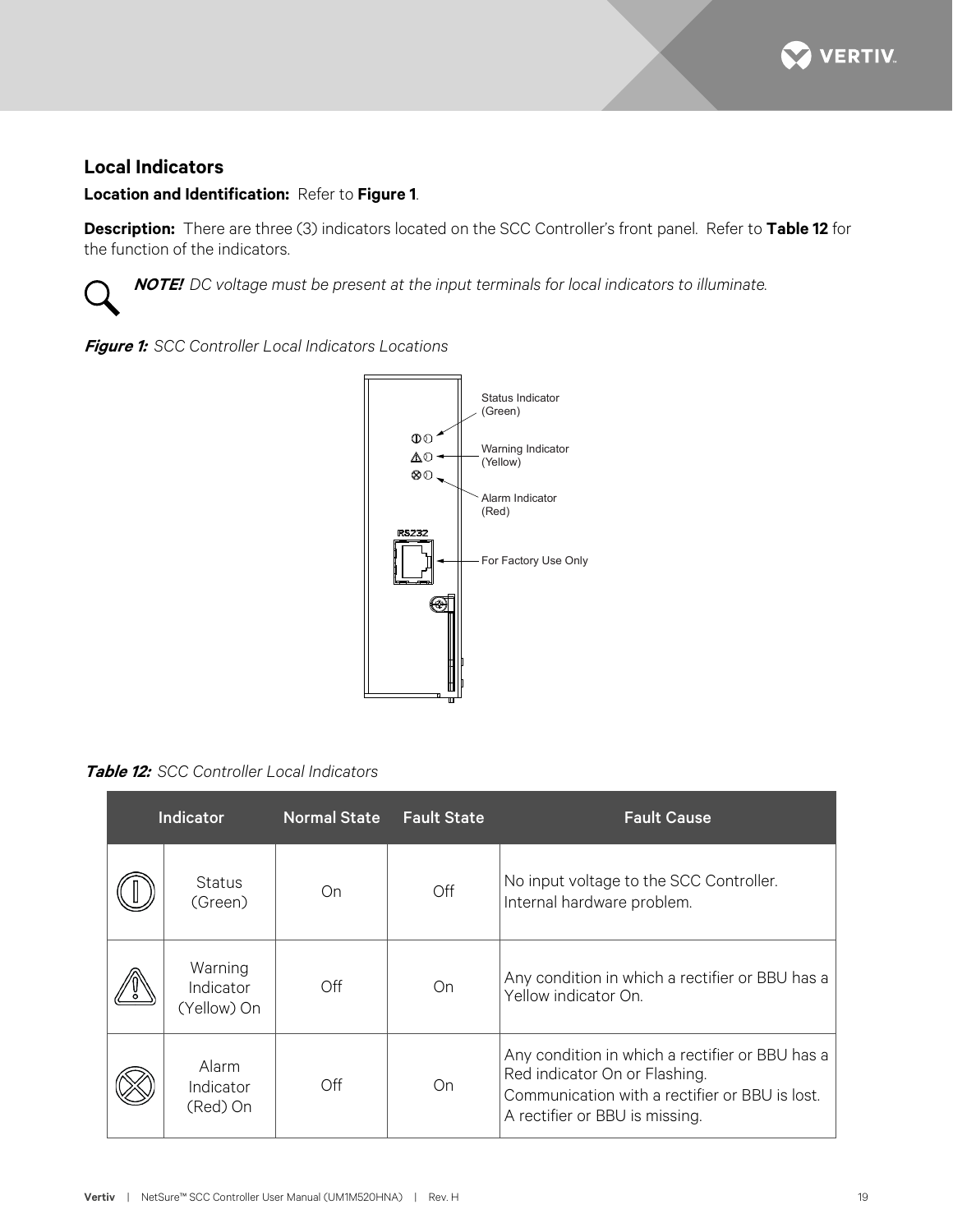## Local Indicators

**Location and Identification:** Refer to **Figure 1**.

**Description:** There are three (3) indicators located on the SCC Controller's front panel. Refer to **Table 12** for the function of the indicators.

***NOTE!*** *DC voltage must be present at the input terminals for local indicators to illuminate.*

***Figure 1:*** *SCC Controller Local Indicators Locations*

Status Indicator (Green)

Warning Indicator (Yellow)

Alarm Indicator (Red)

RS232

For Factory Use Only

***Table 12:*** *SCC Controller Local Indicators*

| Indicator | | Normal State | Fault State | Fault Cause |
|---|---|---|---|---|
| | Status (Green) | On | Off | No input voltage to the SCC Controller.<br>Internal hardware problem. |
| | Warning Indicator (Yellow) On | Off | On | Any condition in which a rectifier or BBU has a Yellow indicator On. |
| | Alarm Indicator (Red) On | Off | On | Any condition in which a rectifier or BBU has a Red indicator On or Flashing.<br>Communication with a rectifier or BBU is lost.<br>A rectifier or BBU is missing. |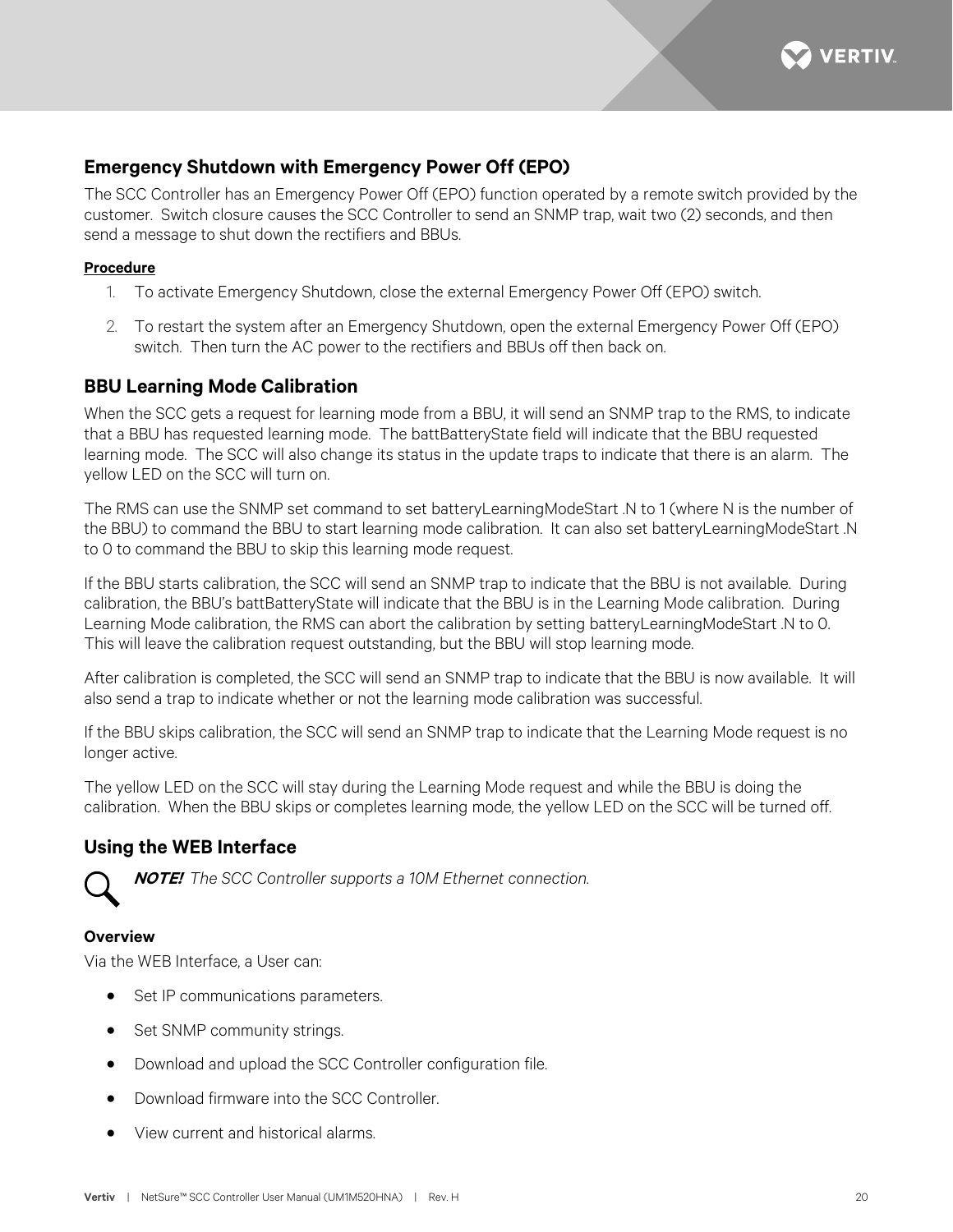## Emergency Shutdown with Emergency Power Off (EPO)

The SCC Controller has an Emergency Power Off (EPO) function operated by a remote switch provided by the customer. Switch closure causes the SCC Controller to send an SNMP trap, wait two (2) seconds, and then send a message to shut down the rectifiers and BBUs.

**Procedure**

1. To activate Emergency Shutdown, close the external Emergency Power Off (EPO) switch.
2. To restart the system after an Emergency Shutdown, open the external Emergency Power Off (EPO) switch. Then turn the AC power to the rectifiers and BBUs off then back on.

## BBU Learning Mode Calibration

When the SCC gets a request for learning mode from a BBU, it will send an SNMP trap to the RMS, to indicate that a BBU has requested learning mode. The battBatteryState field will indicate that the BBU requested learning mode. The SCC will also change its status in the update traps to indicate that there is an alarm. The yellow LED on the SCC will turn on.

The RMS can use the SNMP set command to set batteryLearningModeStart .N to 1 (where N is the number of the BBU) to command the BBU to start learning mode calibration. It can also set batteryLearningModeStart .N to 0 to command the BBU to skip this learning mode request.

If the BBU starts calibration, the SCC will send an SNMP trap to indicate that the BBU is not available. During calibration, the BBU's battBatteryState will indicate that the BBU is in the Learning Mode calibration. During Learning Mode calibration, the RMS can abort the calibration by setting batteryLearningModeStart .N to 0. This will leave the calibration request outstanding, but the BBU will stop learning mode.

After calibration is completed, the SCC will send an SNMP trap to indicate that the BBU is now available. It will also send a trap to indicate whether or not the learning mode calibration was successful.

If the BBU skips calibration, the SCC will send an SNMP trap to indicate that the Learning Mode request is no longer active.

The yellow LED on the SCC will stay during the Learning Mode request and while the BBU is doing the calibration. When the BBU skips or completes learning mode, the yellow LED on the SCC will be turned off.

## Using the WEB Interface

***NOTE!*** *The SCC Controller supports a 10M Ethernet connection.*

**Overview**

Via the WEB Interface, a User can:

- Set IP communications parameters.
- Set SNMP community strings.
- Download and upload the SCC Controller configuration file.
- Download firmware into the SCC Controller.
- View current and historical alarms.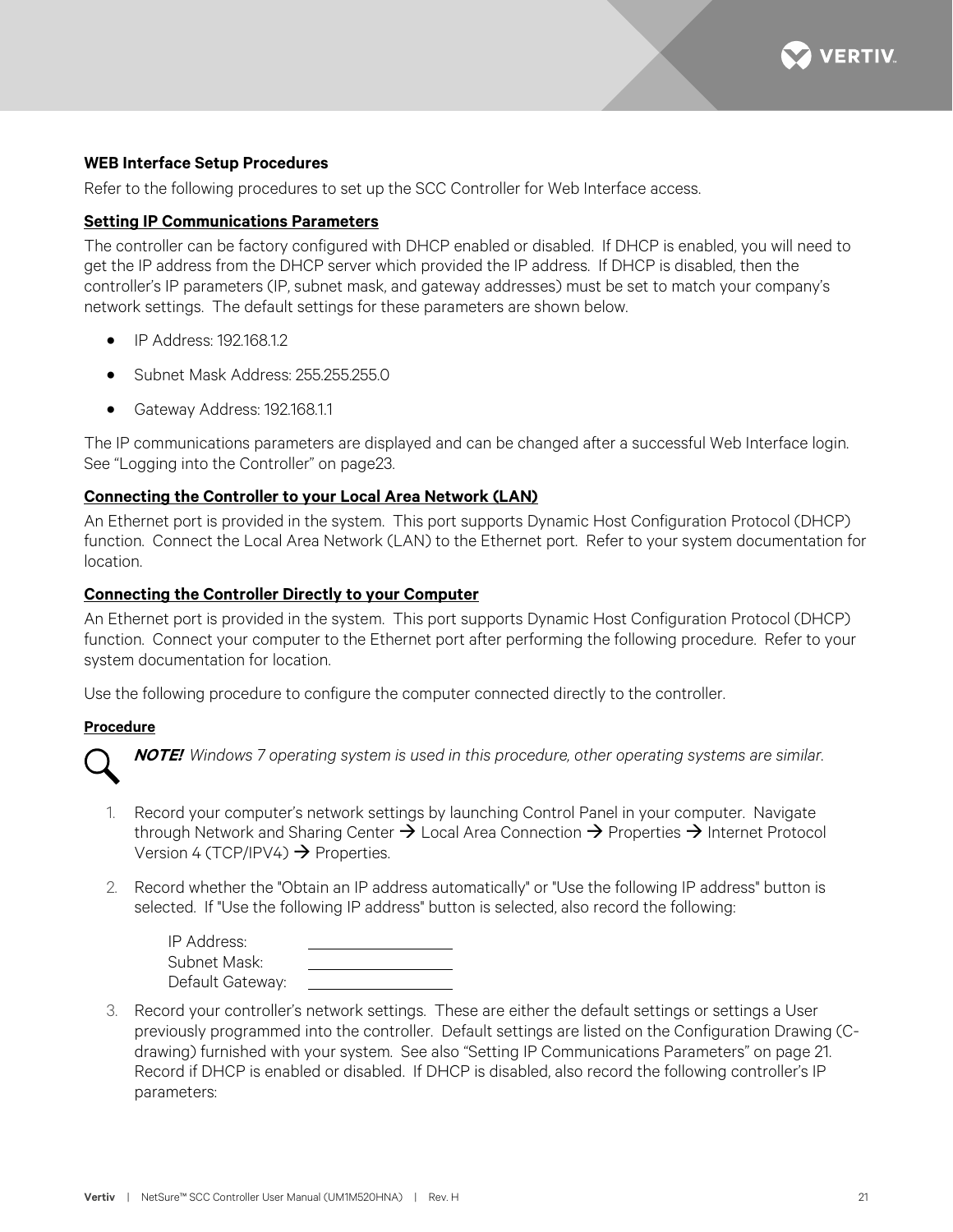**WEB Interface Setup Procedures**

Refer to the following procedures to set up the SCC Controller for Web Interface access.

**Setting IP Communications Parameters**

The controller can be factory configured with DHCP enabled or disabled. If DHCP is enabled, you will need to get the IP address from the DHCP server which provided the IP address. If DHCP is disabled, then the controller's IP parameters (IP, subnet mask, and gateway addresses) must be set to match your company's network settings. The default settings for these parameters are shown below.

- IP Address: 192.168.1.2
- Subnet Mask Address: 255.255.255.0
- Gateway Address: 192.168.1.1

The IP communications parameters are displayed and can be changed after a successful Web Interface login. See "Logging into the Controller" on page23.

**Connecting the Controller to your Local Area Network (LAN)**

An Ethernet port is provided in the system. This port supports Dynamic Host Configuration Protocol (DHCP) function. Connect the Local Area Network (LAN) to the Ethernet port. Refer to your system documentation for location.

**Connecting the Controller Directly to your Computer**

An Ethernet port is provided in the system. This port supports Dynamic Host Configuration Protocol (DHCP) function. Connect your computer to the Ethernet port after performing the following procedure. Refer to your system documentation for location.

Use the following procedure to configure the computer connected directly to the controller.

**Procedure**

***NOTE!*** *Windows 7 operating system is used in this procedure, other operating systems are similar.*

1. Record your computer's network settings by launching Control Panel in your computer. Navigate through Network and Sharing Center → Local Area Connection → Properties → Internet Protocol Version 4 (TCP/IPV4) → Properties.

2. Record whether the "Obtain an IP address automatically" or "Use the following IP address" button is selected. If "Use the following IP address" button is selected, also record the following:

   IP Address: ____________________
   Subnet Mask: ____________________
   Default Gateway: ____________________

3. Record your controller's network settings. These are either the default settings or settings a User previously programmed into the controller. Default settings are listed on the Configuration Drawing (C-drawing) furnished with your system. See also "Setting IP Communications Parameters" on page 21. Record if DHCP is enabled or disabled. If DHCP is disabled, also record the following controller's IP parameters: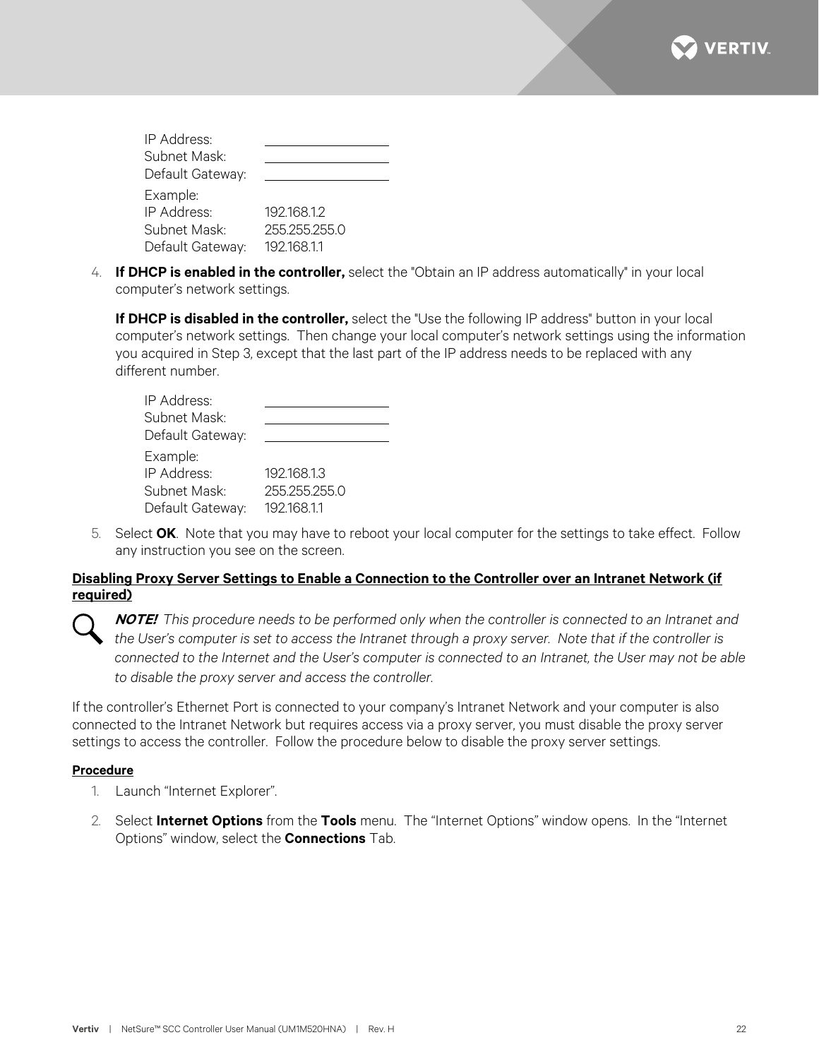IP Address: ___________________
Subnet Mask: ___________________
Default Gateway: ___________________

Example:
IP Address: 192.168.1.2
Subnet Mask: 255.255.255.0
Default Gateway: 192.168.1.1

4. **If DHCP is enabled in the controller,** select the "Obtain an IP address automatically" in your local computer's network settings.

   **If DHCP is disabled in the controller,** select the "Use the following IP address" button in your local computer's network settings. Then change your local computer's network settings using the information you acquired in Step 3, except that the last part of the IP address needs to be replaced with any different number.

   IP Address: ___________________
   Subnet Mask: ___________________
   Default Gateway: ___________________

   Example:
   IP Address: 192.168.1.3
   Subnet Mask: 255.255.255.0
   Default Gateway: 192.168.1.1

5. Select **OK**. Note that you may have to reboot your local computer for the settings to take effect. Follow any instruction you see on the screen.

**Disabling Proxy Server Settings to Enable a Connection to the Controller over an Intranet Network (if required)**

***NOTE!*** *This procedure needs to be performed only when the controller is connected to an Intranet and the User's computer is set to access the Intranet through a proxy server. Note that if the controller is connected to the Internet and the User's computer is connected to an Intranet, the User may not be able to disable the proxy server and access the controller.*

If the controller's Ethernet Port is connected to your company's Intranet Network and your computer is also connected to the Intranet Network but requires access via a proxy server, you must disable the proxy server settings to access the controller. Follow the procedure below to disable the proxy server settings.

**Procedure**

1. Launch "Internet Explorer".
2. Select **Internet Options** from the **Tools** menu. The "Internet Options" window opens. In the "Internet Options" window, select the **Connections** Tab.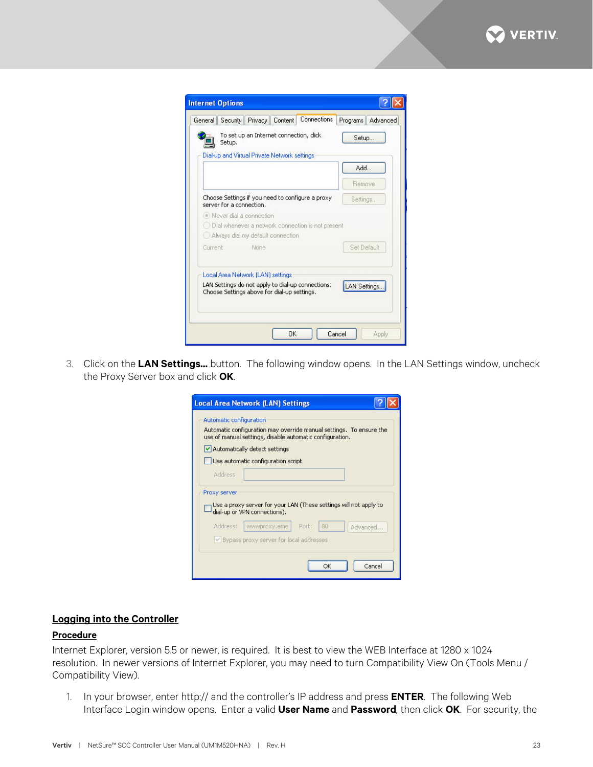3. Click on the **LAN Settings...** button. The following window opens. In the LAN Settings window, uncheck the Proxy Server box and click **OK**.

## Logging into the Controller

### Procedure

Internet Explorer, version 5.5 or newer, is required. It is best to view the WEB Interface at 1280 x 1024 resolution. In newer versions of Internet Explorer, you may need to turn Compatibility View On (Tools Menu / Compatibility View).

1. In your browser, enter http:// and the controller's IP address and press **ENTER**. The following Web Interface Login window opens. Enter a valid **User Name** and **Password**, then click **OK**. For security, the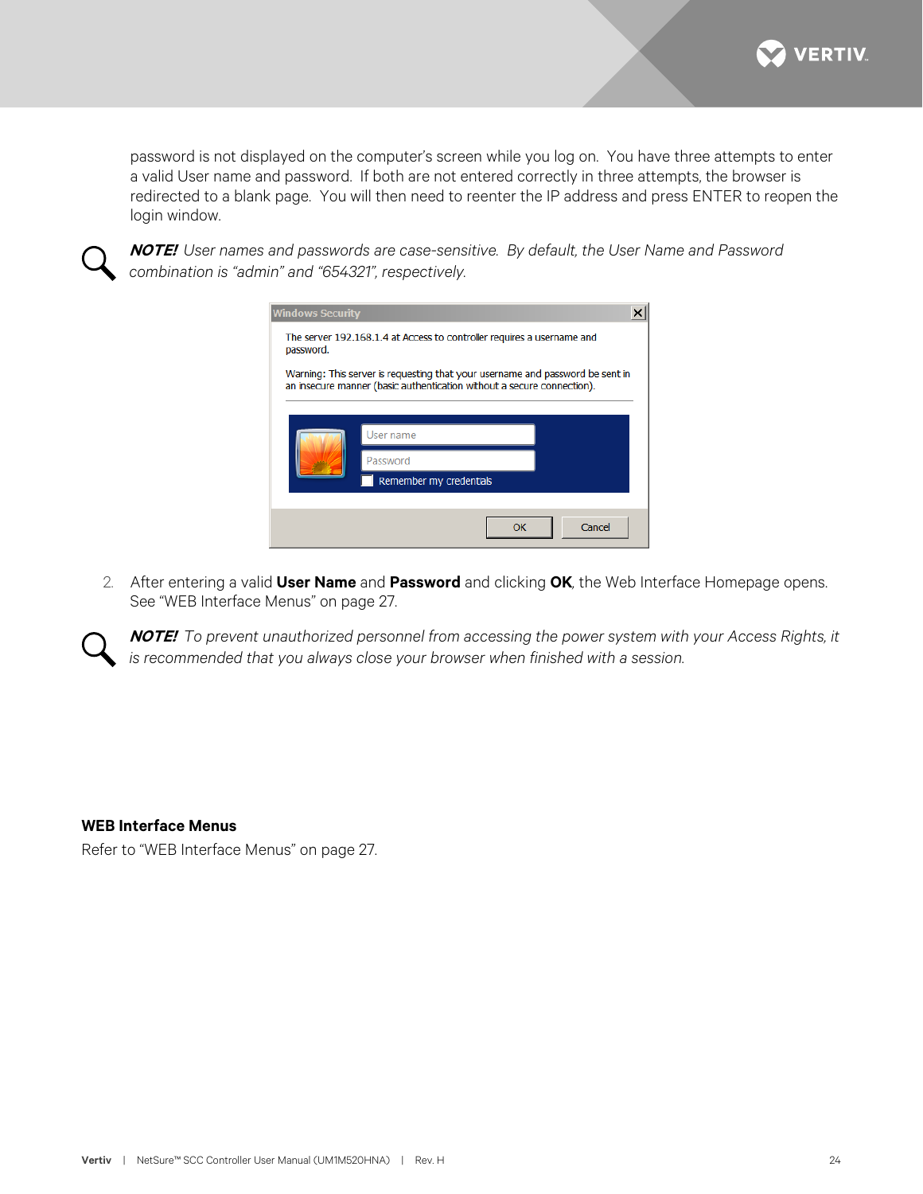password is not displayed on the computer's screen while you log on. You have three attempts to enter a valid User name and password. If both are not entered correctly in three attempts, the browser is redirected to a blank page. You will then need to reenter the IP address and press ENTER to reopen the login window.

***NOTE!*** *User names and passwords are case-sensitive. By default, the User Name and Password combination is "admin" and "654321", respectively.*

2. After entering a valid **User Name** and **Password** and clicking **OK**, the Web Interface Homepage opens. See "WEB Interface Menus" on page 27.

***NOTE!*** *To prevent unauthorized personnel from accessing the power system with your Access Rights, it is recommended that you always close your browser when finished with a session.*

**WEB Interface Menus**

Refer to "WEB Interface Menus" on page 27.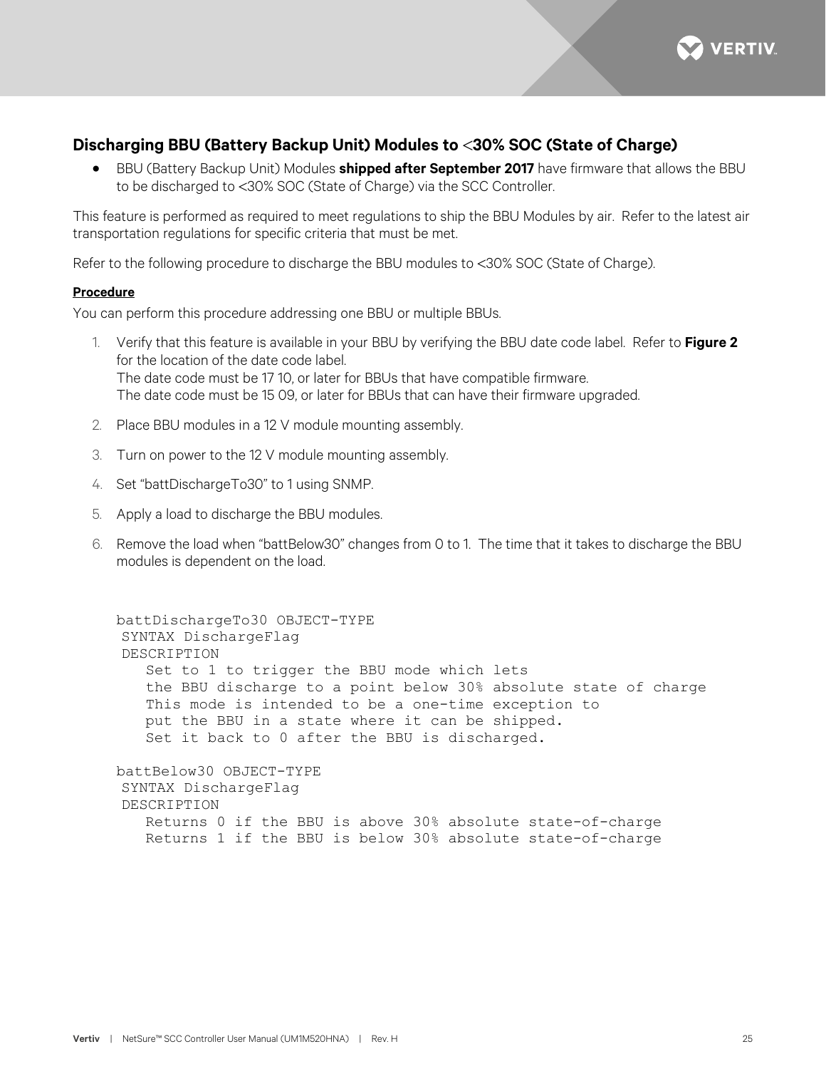## Discharging BBU (Battery Backup Unit) Modules to <30% SOC (State of Charge)

- BBU (Battery Backup Unit) Modules **shipped after September 2017** have firmware that allows the BBU to be discharged to <30% SOC (State of Charge) via the SCC Controller.

This feature is performed as required to meet regulations to ship the BBU Modules by air. Refer to the latest air transportation regulations for specific criteria that must be met.

Refer to the following procedure to discharge the BBU modules to <30% SOC (State of Charge).

**Procedure**

You can perform this procedure addressing one BBU or multiple BBUs.

1. Verify that this feature is available in your BBU by verifying the BBU date code label. Refer to **Figure 2** for the location of the date code label.
   The date code must be 17 10, or later for BBUs that have compatible firmware.
   The date code must be 15 09, or later for BBUs that can have their firmware upgraded.
2. Place BBU modules in a 12 V module mounting assembly.
3. Turn on power to the 12 V module mounting assembly.
4. Set "battDischargeTo30" to 1 using SNMP.
5. Apply a load to discharge the BBU modules.
6. Remove the load when "battBelow30" changes from 0 to 1. The time that it takes to discharge the BBU modules is dependent on the load.

```
battDischargeTo30 OBJECT-TYPE
 SYNTAX DischargeFlag
 DESCRIPTION
    Set to 1 to trigger the BBU mode which lets
    the BBU discharge to a point below 30% absolute state of charge
    This mode is intended to be a one-time exception to
    put the BBU in a state where it can be shipped.
    Set it back to 0 after the BBU is discharged.

battBelow30 OBJECT-TYPE
 SYNTAX DischargeFlag
 DESCRIPTION
    Returns 0 if the BBU is above 30% absolute state-of-charge
    Returns 1 if the BBU is below 30% absolute state-of-charge
```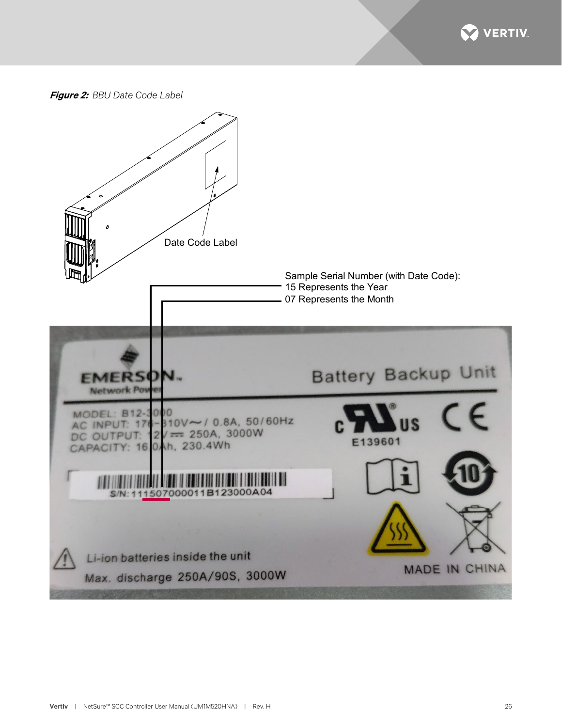***Figure 2:*** *BBU Date Code Label*

Date Code Label

Sample Serial Number (with Date Code):
15 Represents the Year
07 Represents the Month

EMERSON Network Power

Battery Backup Unit

MODEL: B12-3000
AC INPUT: 176-310V~/ 0.8A, 50/60Hz
DC OUTPUT: 12V ⎓ 250A, 3000W
CAPACITY: 16.0Ah, 230.4Wh

E139601

S/N: 111507000011B123000A04

Li-ion batteries inside the unit
Max. discharge 250A/90S, 3000W

MADE IN CHINA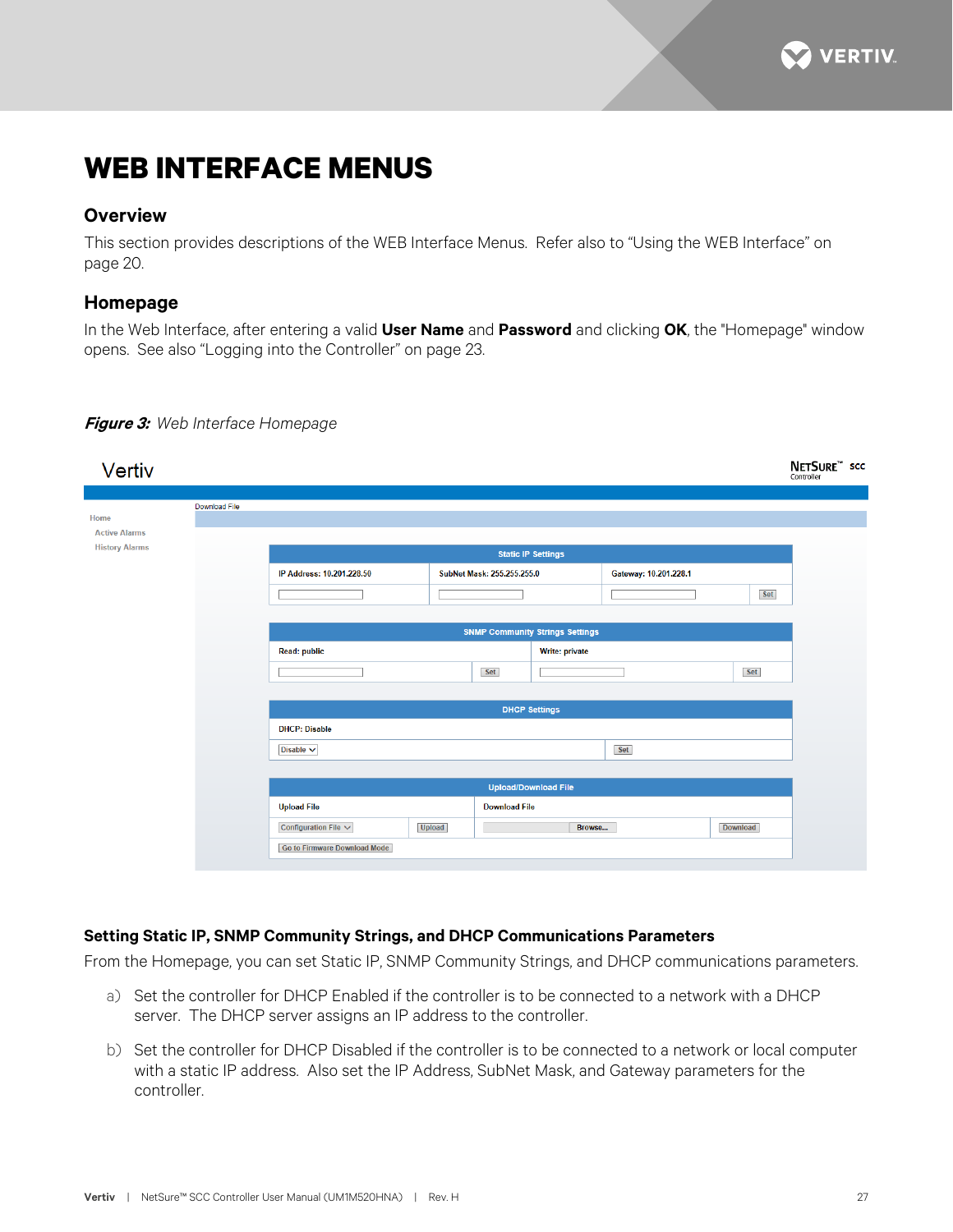# WEB INTERFACE MENUS

## Overview

This section provides descriptions of the WEB Interface Menus. Refer also to “Using the WEB Interface” on page 20.

## Homepage

In the Web Interface, after entering a valid **User Name** and **Password** and clicking **OK**, the "Homepage" window opens. See also “Logging into the Controller” on page 23.

***Figure 3:*** *Web Interface Homepage*

### Setting Static IP, SNMP Community Strings, and DHCP Communications Parameters

From the Homepage, you can set Static IP, SNMP Community Strings, and DHCP communications parameters.

a) Set the controller for DHCP Enabled if the controller is to be connected to a network with a DHCP server. The DHCP server assigns an IP address to the controller.

b) Set the controller for DHCP Disabled if the controller is to be connected to a network or local computer with a static IP address. Also set the IP Address, SubNet Mask, and Gateway parameters for the controller.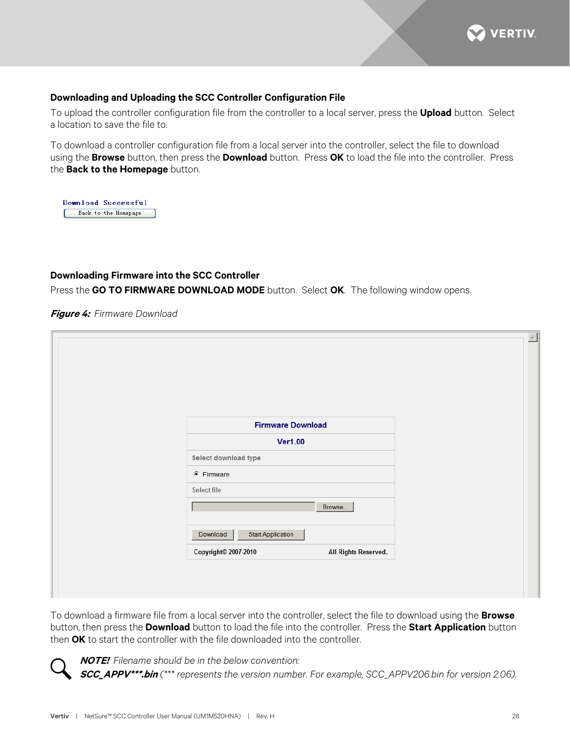### Downloading and Uploading the SCC Controller Configuration File

To upload the controller configuration file from the controller to a local server, press the **Upload** button. Select a location to save the file to.

To download a controller configuration file from a local server into the controller, select the file to download using the **Browse** button, then press the **Download** button. Press **OK** to load the file into the controller. Press the **Back to the Homepage** button.

Download Successful

Back to the Homepage

### Downloading Firmware into the SCC Controller

Press the **GO TO FIRMWARE DOWNLOAD MODE** button. Select **OK**. The following window opens.

***Figure 4:*** *Firmware Download*

Firmware Download

Ver1.00

Select download type

Firmware

Select file

Browse...

Download | Start Application

Copyright© 2007-2010 All Rights Reserved.

To download a firmware file from a local server into the controller, select the file to download using the **Browse** button, then press the **Download** button to load the file into the controller. Press the **Start Application** button then **OK** to start the controller with the file downloaded into the controller.

***NOTE!*** *Filename should be in the below convention:*
***SCC_APPV\*\*\*.bin*** *(\*\*\* represents the version number. For example, SCC_APPV206.bin for version 2.06).*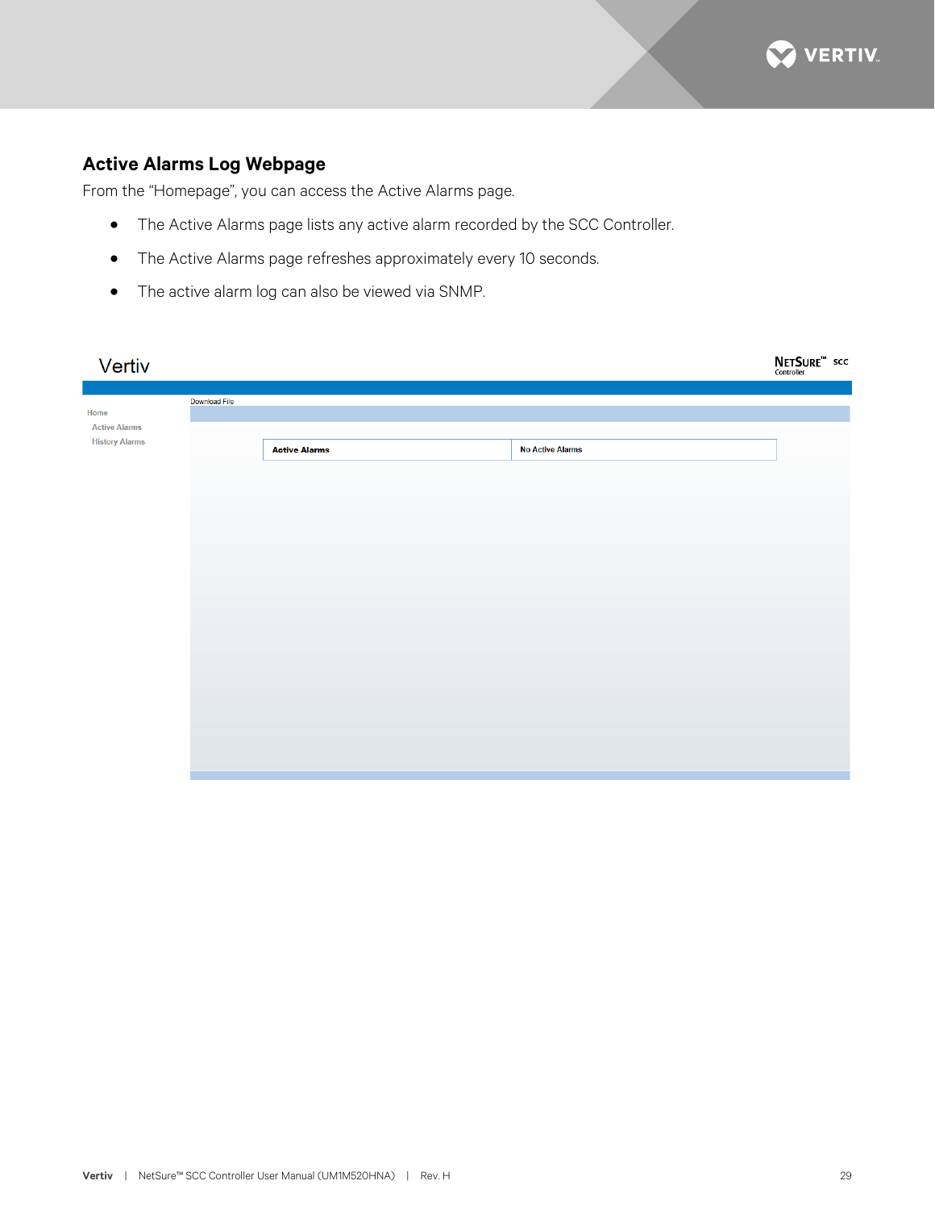## Active Alarms Log Webpage

From the "Homepage", you can access the Active Alarms page.

- The Active Alarms page lists any active alarm recorded by the SCC Controller.
- The Active Alarms page refreshes approximately every 10 seconds.
- The active alarm log can also be viewed via SNMP.

Vertiv

NetSure™ SCC Controller

Download File

Home

Active Alarms

History Alarms

| Active Alarms | No Active Alarms |
|---|---|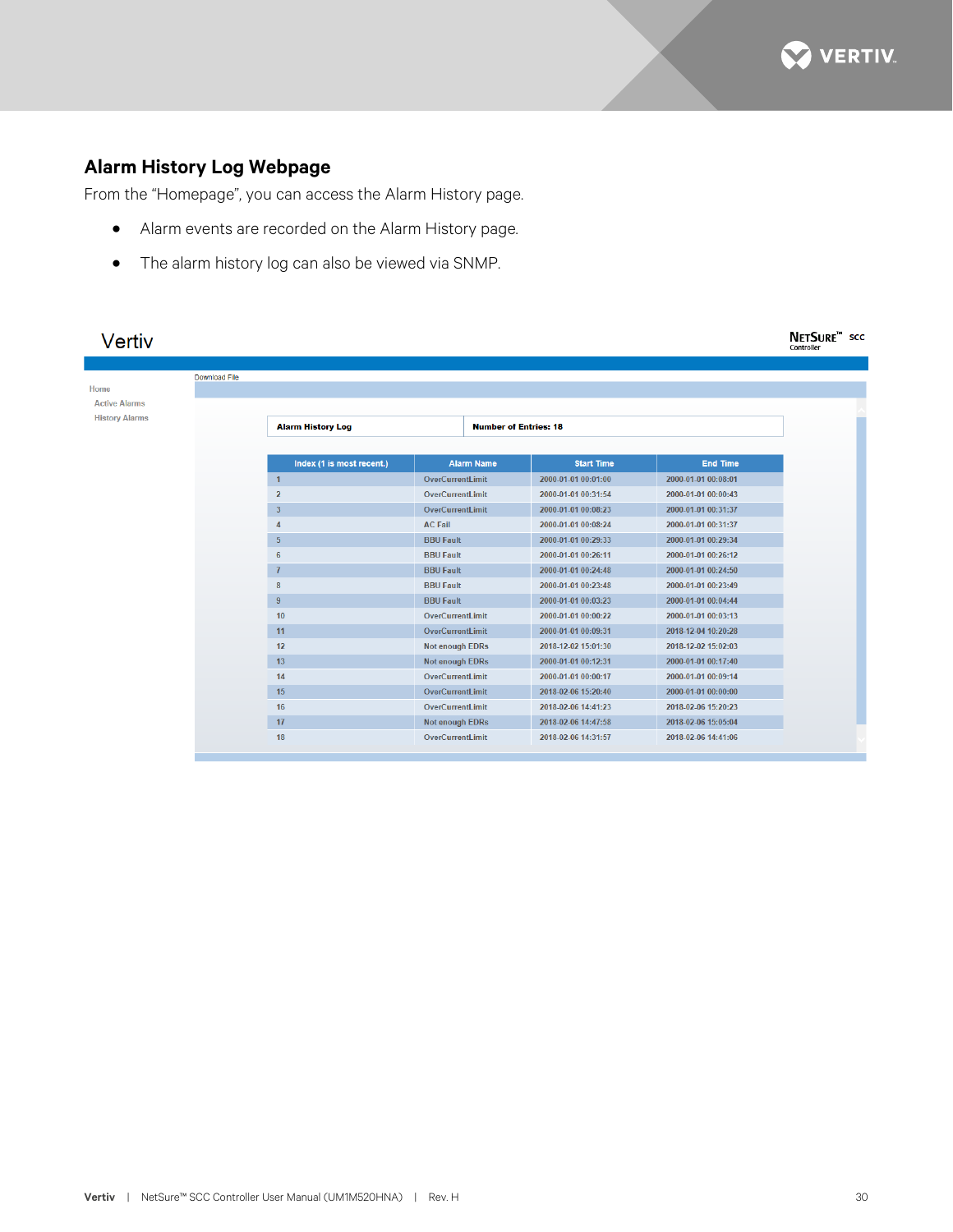## Alarm History Log Webpage

From the “Homepage”, you can access the Alarm History page.

- Alarm events are recorded on the Alarm History page.
- The alarm history log can also be viewed via SNMP.

Vertiv

NetSure™ SCC Controller

Download File

Home

Active Alarms

History Alarms

| Alarm History Log | Number of Entries: 18 |
|---|---|

| Index (1 is most recent.) | Alarm Name | Start Time | End Time |
|---|---|---|---|
| 1 | OverCurrentLimit | 2000-01-01 00:01:00 | 2000-01-01 00:08:01 |
| 2 | OverCurrentLimit | 2000-01-01 00:31:54 | 2000-01-01 00:00:43 |
| 3 | OverCurrentLimit | 2000-01-01 00:08:23 | 2000-01-01 00:31:37 |
| 4 | AC Fail | 2000-01-01 00:08:24 | 2000-01-01 00:31:37 |
| 5 | BBU Fault | 2000-01-01 00:29:33 | 2000-01-01 00:29:34 |
| 6 | BBU Fault | 2000-01-01 00:26:11 | 2000-01-01 00:26:12 |
| 7 | BBU Fault | 2000-01-01 00:24:48 | 2000-01-01 00:24:50 |
| 8 | BBU Fault | 2000-01-01 00:23:48 | 2000-01-01 00:23:49 |
| 9 | BBU Fault | 2000-01-01 00:03:23 | 2000-01-01 00:04:44 |
| 10 | OverCurrentLimit | 2000-01-01 00:00:22 | 2000-01-01 00:03:13 |
| 11 | OverCurrentLimit | 2000-01-01 00:09:31 | 2018-12-04 10:20:28 |
| 12 | Not enough EDRs | 2018-12-02 15:01:30 | 2018-12-02 15:02:03 |
| 13 | Not enough EDRs | 2000-01-01 00:12:31 | 2000-01-01 00:17:40 |
| 14 | OverCurrentLimit | 2000-01-01 00:00:17 | 2000-01-01 00:09:14 |
| 15 | OverCurrentLimit | 2018-02-06 15:20:40 | 2000-01-01 00:00:00 |
| 16 | OverCurrentLimit | 2018-02-06 14:41:23 | 2018-02-06 15:20:23 |
| 17 | Not enough EDRs | 2018-02-06 14:47:58 | 2018-02-06 15:05:04 |
| 18 | OverCurrentLimit | 2018-02-06 14:31:57 | 2018-02-06 14:41:06 |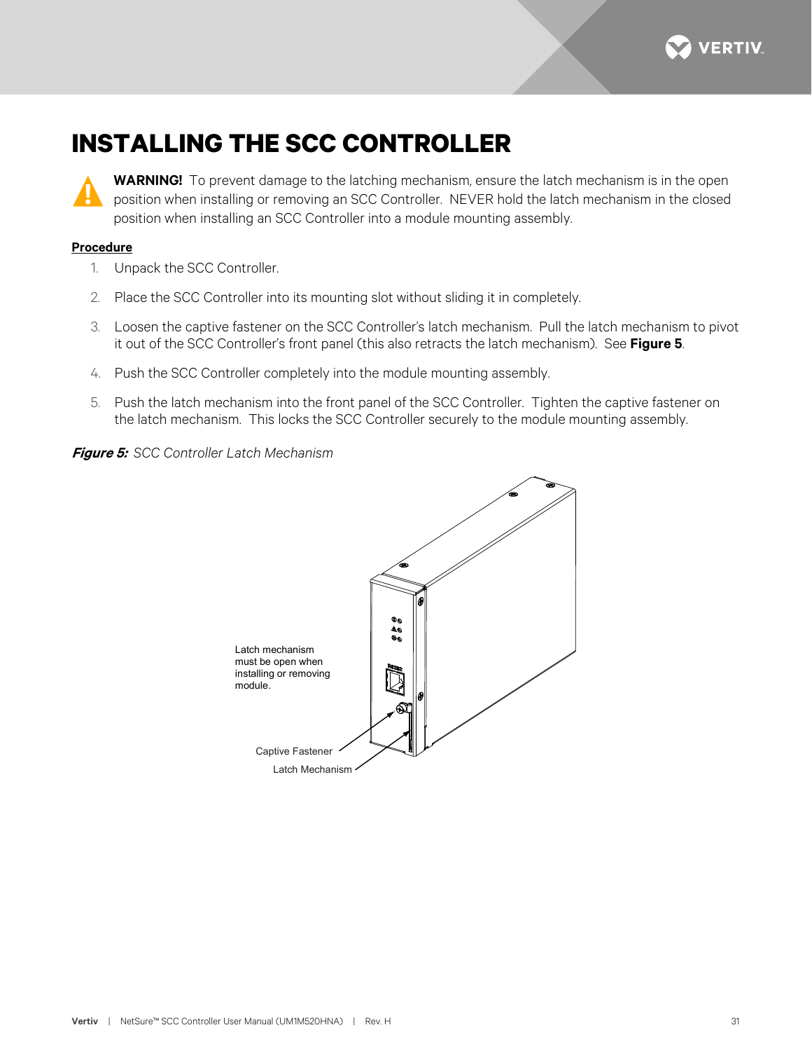# INSTALLING THE SCC CONTROLLER

**WARNING!** To prevent damage to the latching mechanism, ensure the latch mechanism is in the open position when installing or removing an SCC Controller. NEVER hold the latch mechanism in the closed position when installing an SCC Controller into a module mounting assembly.

**Procedure**

1. Unpack the SCC Controller.
2. Place the SCC Controller into its mounting slot without sliding it in completely.
3. Loosen the captive fastener on the SCC Controller's latch mechanism. Pull the latch mechanism to pivot it out of the SCC Controller's front panel (this also retracts the latch mechanism). See **Figure 5**.
4. Push the SCC Controller completely into the module mounting assembly.
5. Push the latch mechanism into the front panel of the SCC Controller. Tighten the captive fastener on the latch mechanism. This locks the SCC Controller securely to the module mounting assembly.

***Figure 5:*** *SCC Controller Latch Mechanism*

Latch mechanism must be open when installing or removing module.

Captive Fastener

Latch Mechanism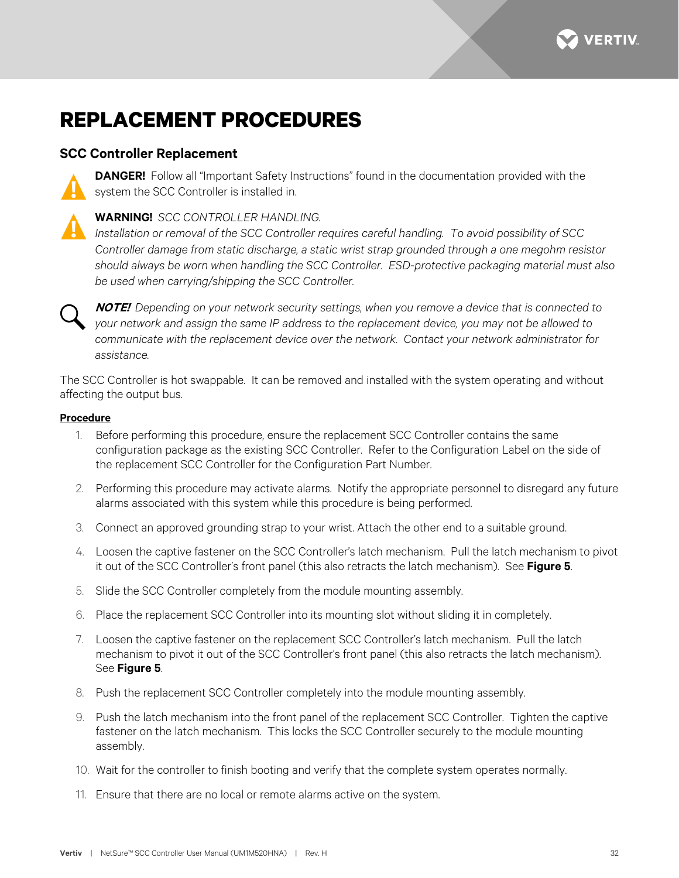# REPLACEMENT PROCEDURES

## SCC Controller Replacement

**DANGER!** Follow all "Important Safety Instructions" found in the documentation provided with the system the SCC Controller is installed in.

**WARNING!** *SCC CONTROLLER HANDLING.*
*Installation or removal of the SCC Controller requires careful handling. To avoid possibility of SCC Controller damage from static discharge, a static wrist strap grounded through a one megohm resistor should always be worn when handling the SCC Controller. ESD-protective packaging material must also be used when carrying/shipping the SCC Controller.*

***NOTE!*** *Depending on your network security settings, when you remove a device that is connected to your network and assign the same IP address to the replacement device, you may not be allowed to communicate with the replacement device over the network. Contact your network administrator for assistance.*

The SCC Controller is hot swappable. It can be removed and installed with the system operating and without affecting the output bus.

**Procedure**

1. Before performing this procedure, ensure the replacement SCC Controller contains the same configuration package as the existing SCC Controller. Refer to the Configuration Label on the side of the replacement SCC Controller for the Configuration Part Number.
2. Performing this procedure may activate alarms. Notify the appropriate personnel to disregard any future alarms associated with this system while this procedure is being performed.
3. Connect an approved grounding strap to your wrist. Attach the other end to a suitable ground.
4. Loosen the captive fastener on the SCC Controller's latch mechanism. Pull the latch mechanism to pivot it out of the SCC Controller's front panel (this also retracts the latch mechanism). See **Figure 5**.
5. Slide the SCC Controller completely from the module mounting assembly.
6. Place the replacement SCC Controller into its mounting slot without sliding it in completely.
7. Loosen the captive fastener on the replacement SCC Controller's latch mechanism. Pull the latch mechanism to pivot it out of the SCC Controller's front panel (this also retracts the latch mechanism). See **Figure 5**.
8. Push the replacement SCC Controller completely into the module mounting assembly.
9. Push the latch mechanism into the front panel of the replacement SCC Controller. Tighten the captive fastener on the latch mechanism. This locks the SCC Controller securely to the module mounting assembly.
10. Wait for the controller to finish booting and verify that the complete system operates normally.
11. Ensure that there are no local or remote alarms active on the system.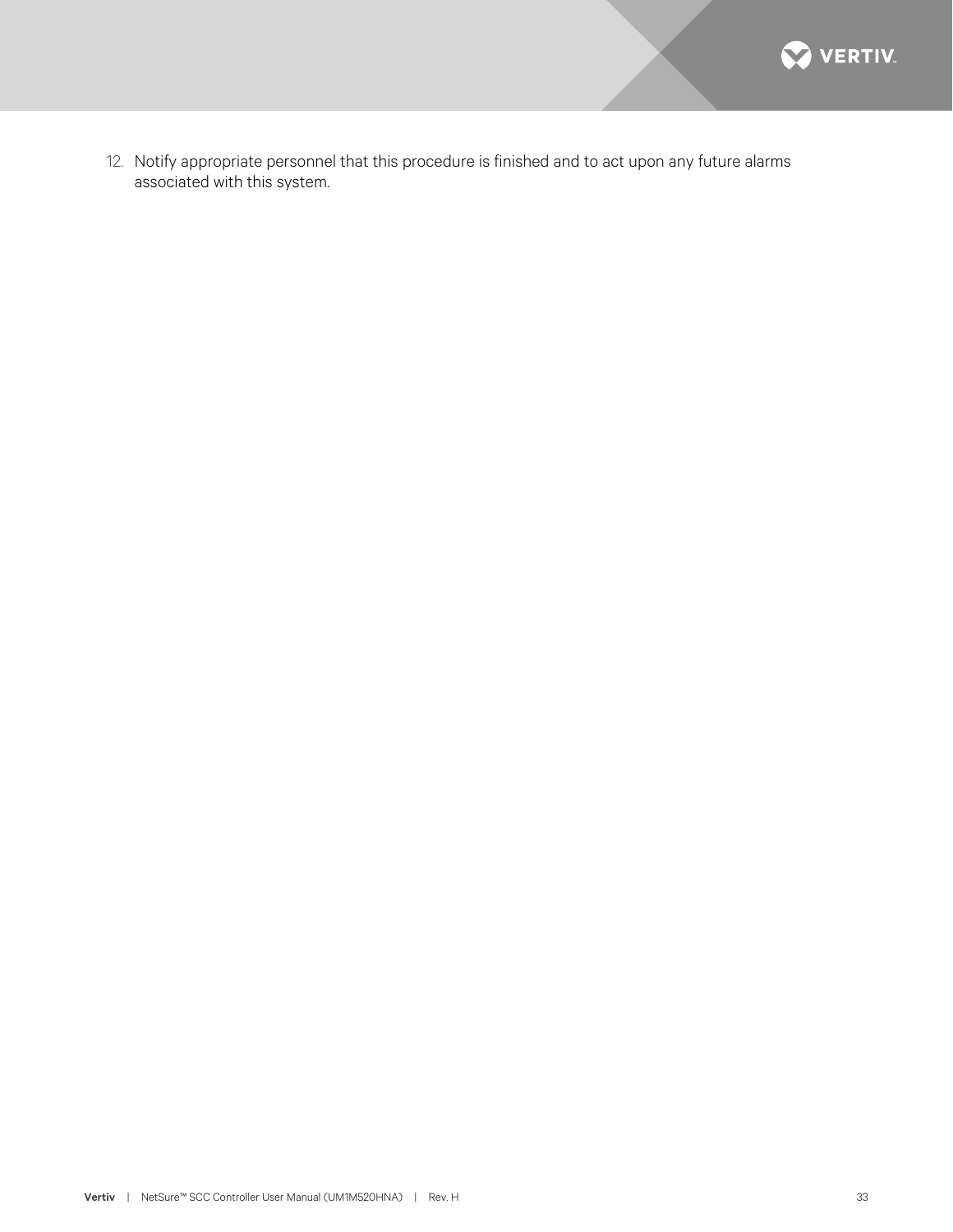12. Notify appropriate personnel that this procedure is finished and to act upon any future alarms associated with this system.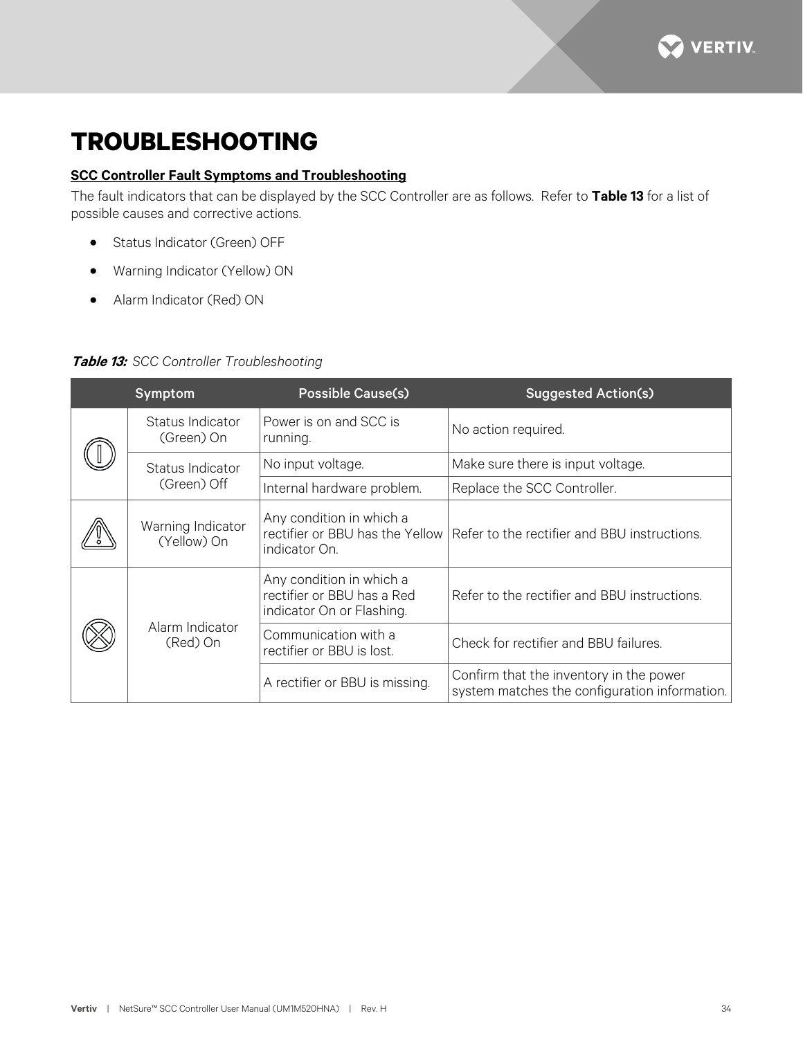// TROUBLESHOOTING

# TROUBLESHOOTING

**SCC Controller Fault Symptoms and Troubleshooting**

The fault indicators that can be displayed by the SCC Controller are as follows. Refer to **Table 13** for a list of possible causes and corrective actions.

- Status Indicator (Green) OFF
- Warning Indicator (Yellow) ON
- Alarm Indicator (Red) ON

***Table 13:*** *SCC Controller Troubleshooting*

| Symptom | | Possible Cause(s) | Suggested Action(s) |
|---|---|---|---|
| | Status Indicator (Green) On | Power is on and SCC is running. | No action required. |
| | Status Indicator (Green) Off | No input voltage. | Make sure there is input voltage. |
| | | Internal hardware problem. | Replace the SCC Controller. |
| | Warning Indicator (Yellow) On | Any condition in which a rectifier or BBU has the Yellow indicator On. | Refer to the rectifier and BBU instructions. |
| | Alarm Indicator (Red) On | Any condition in which a rectifier or BBU has a Red indicator On or Flashing. | Refer to the rectifier and BBU instructions. |
| | | Communication with a rectifier or BBU is lost. | Check for rectifier and BBU failures. |
| | | A rectifier or BBU is missing. | Confirm that the inventory in the power system matches the configuration information. |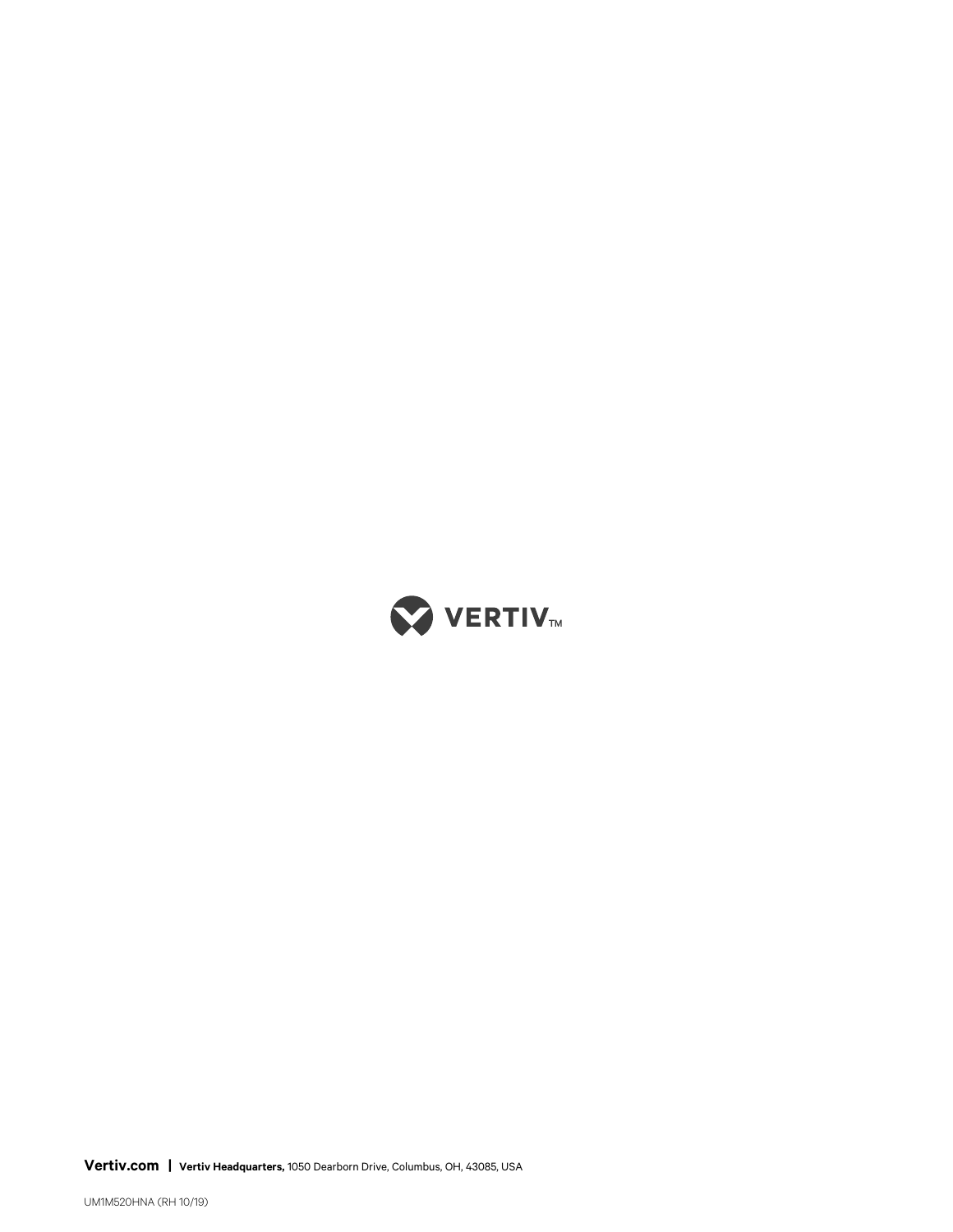VERTIV™

**Vertiv.com** | **Vertiv Headquarters,** 1050 Dearborn Drive, Columbus, OH, 43085, USA

UM1M520HNA (RH 10/19)